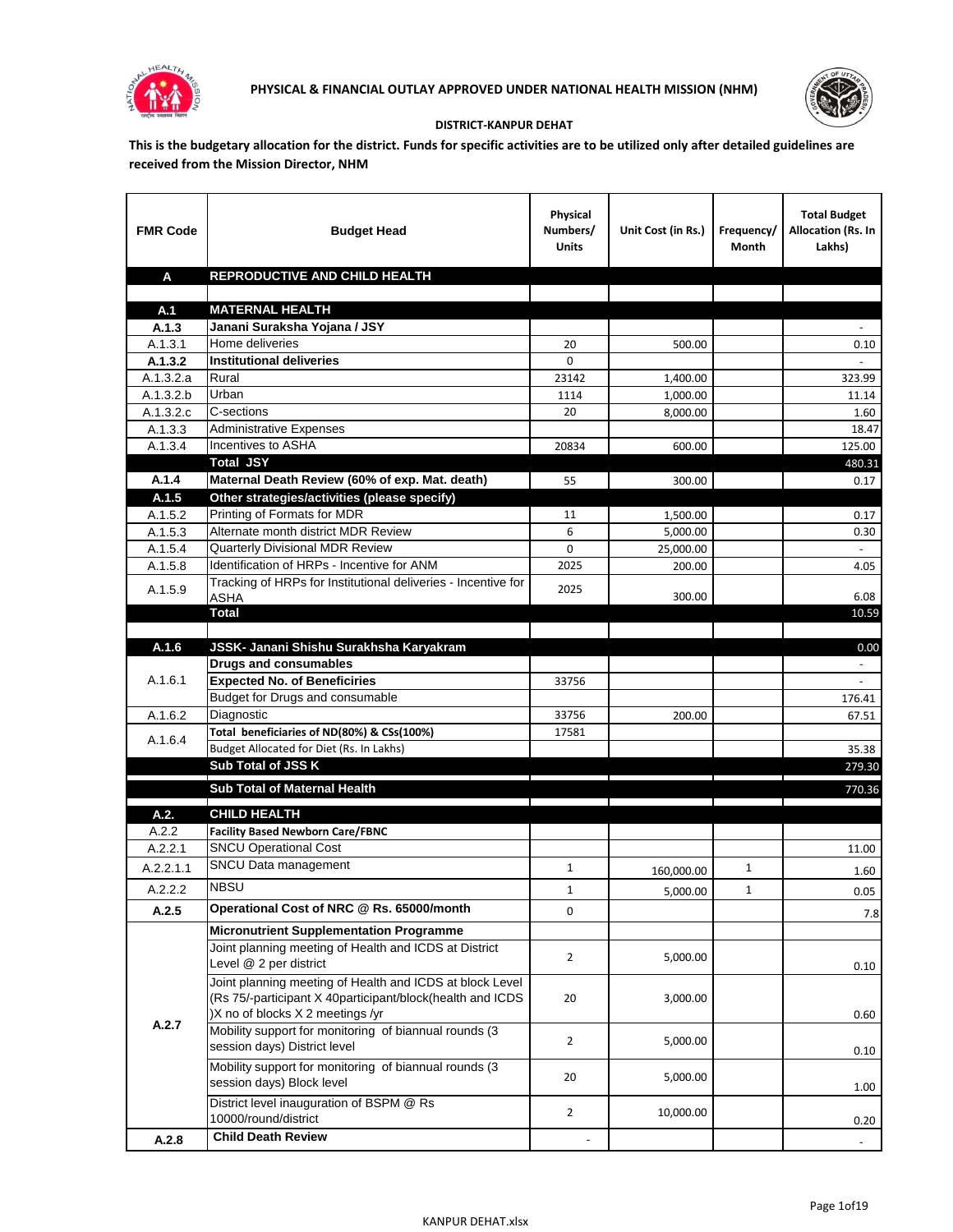**PHYSICAL & FINANCIAL OUTLAY APPROVED UNDER NATIONAL HEALTH MISSION (NHM)**

**DISTRICT-KANPUR DEHAT**

**This is the budgetary allocation for the district. Funds for specific activities are to be utilized only after detailed guidelines are received from the Mission Director, NHM**

| FMR Code | Budget Head | Physical Numbers/ Units | Unit Cost (in Rs.) | Frequency/ Month | Total Budget Allocation (Rs. In Lakhs) |
|---|---|---|---|---|---|
| **A** | **REPRODUCTIVE AND CHILD HEALTH** | | | | |
| | | | | | |
| **A.1** | **MATERNAL HEALTH** | | | | |
| **A.1.3** | **Janani Suraksha Yojana / JSY** | | | | - |
| A.1.3.1 | Home deliveries | 20 | 500.00 | | 0.10 |
| **A.1.3.2** | **Institutional deliveries** | 0 | | | - |
| A.1.3.2.a | Rural | 23142 | 1,400.00 | | 323.99 |
| A.1.3.2.b | Urban | 1114 | 1,000.00 | | 11.14 |
| A.1.3.2.c | C-sections | 20 | 8,000.00 | | 1.60 |
| A.1.3.3 | Administrative Expenses | | | | 18.47 |
| A.1.3.4 | Incentives to ASHA | 20834 | 600.00 | | 125.00 |
| | **Total JSY** | | | | 480.31 |
| **A.1.4** | **Maternal Death Review (60% of exp. Mat. death)** | 55 | 300.00 | | 0.17 |
| **A.1.5** | **Other strategies/activities (please specify)** | | | | |
| A.1.5.2 | Printing of Formats for MDR | 11 | 1,500.00 | | 0.17 |
| A.1.5.3 | Alternate month district MDR Review | 6 | 5,000.00 | | 0.30 |
| A.1.5.4 | Quarterly Divisional MDR Review | 0 | 25,000.00 | | - |
| A.1.5.8 | Identification of HRPs - Incentive for ANM | 2025 | 200.00 | | 4.05 |
| A.1.5.9 | Tracking of HRPs for Institutional deliveries - Incentive for ASHA | 2025 | 300.00 | | 6.08 |
| | **Total** | | | | 10.59 |
| | | | | | |
| **A.1.6** | **JSSK- Janani Shishu Surakhsha Karyakram** | | | | 0.00 |
| A.1.6.1 | **Drugs and consumables** | | | | - |
| | **Expected No. of Beneficiries** | 33756 | | | - |
| | Budget for Drugs and consumable | | | | 176.41 |
| A.1.6.2 | Diagnostic | 33756 | 200.00 | | 67.51 |
| A.1.6.4 | **Total beneficiaries of ND(80%) & CSs(100%)** | 17581 | | | |
| | Budget Allocated for Diet (Rs. In Lakhs) | | | | 35.38 |
| | **Sub Total of JSS K** | | | | 279.30 |
| | **Sub Total of Maternal Health** | | | | 770.36 |
| **A.2.** | **CHILD HEALTH** | | | | |
| A.2.2 | **Facility Based Newborn Care/FBNC** | | | | |
| A.2.2.1 | SNCU Operational Cost | | | | 11.00 |
| A.2.2.1.1 | SNCU Data management | 1 | 160,000.00 | 1 | 1.60 |
| A.2.2.2 | NBSU | 1 | 5,000.00 | 1 | 0.05 |
| **A.2.5** | **Operational Cost of NRC @ Rs. 65000/month** | 0 | | | 7.8 |
| A.2.7 | **Micronutrient Supplementation Programme** | | | | |
| | Joint planning meeting of Health and ICDS at District Level @ 2 per district | 2 | 5,000.00 | | 0.10 |
| | Joint planning meeting of Health and ICDS at block Level (Rs 75/-participant X 40participant/block(health and ICDS )X no of blocks X 2 meetings /yr | 20 | 3,000.00 | | 0.60 |
| | Mobility support for monitoring of biannual rounds (3 session days) District level | 2 | 5,000.00 | | 0.10 |
| | Mobility support for monitoring of biannual rounds (3 session days) Block level | 20 | 5,000.00 | | 1.00 |
| | District level inauguration of BSPM @ Rs 10000/round/district | 2 | 10,000.00 | | 0.20 |
| **A.2.8** | **Child Death Review** | - | | | - |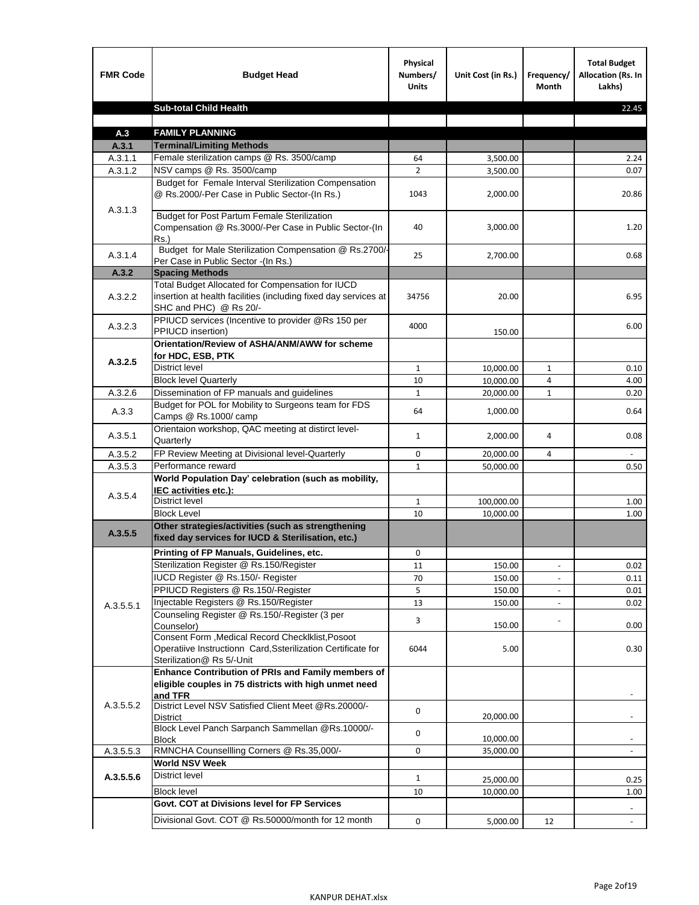| FMR Code | Budget Head | Physical Numbers/ Units | Unit Cost (in Rs.) | Frequency/ Month | Total Budget Allocation (Rs. In Lakhs) |
|---|---|---|---|---|---|
| | **Sub-total Child Health** | | | | 22.45 |
| | | | | | |
| **A.3** | **FAMILY PLANNING** | | | | |
| **A.3.1** | **Terminal/Limiting Methods** | | | | |
| A.3.1.1 | Female sterilization camps @ Rs. 3500/camp | 64 | 3,500.00 | | 2.24 |
| A.3.1.2 | NSV camps @ Rs. 3500/camp | 2 | 3,500.00 | | 0.07 |
| A.3.1.3 | Budget for Female Interval Sterilization Compensation @ Rs.2000/-Per Case in Public Sector-(In Rs.) | 1043 | 2,000.00 | | 20.86 |
| | Budget for Post Partum Female Sterilization Compensation @ Rs.3000/-Per Case in Public Sector-(In Rs.) | 40 | 3,000.00 | | 1.20 |
| A.3.1.4 | Budget for Male Sterilization Compensation @ Rs.2700/-Per Case in Public Sector -(In Rs.) | 25 | 2,700.00 | | 0.68 |
| **A.3.2** | **Spacing Methods** | | | | |
| A.3.2.2 | Total Budget Allocated for Compensation for IUCD insertion at health facilities (including fixed day services at SHC and PHC) @ Rs 20/- | 34756 | 20.00 | | 6.95 |
| A.3.2.3 | PPIUCD services (Incentive to provider @Rs 150 per PPIUCD insertion) | 4000 | 150.00 | | 6.00 |
| **A.3.2.5** | **Orientation/Review of ASHA/ANM/AWW for scheme for HDC, ESB, PTK** | | | | |
| | District level | 1 | 10,000.00 | 1 | 0.10 |
| | Block level Quarterly | 10 | 10,000.00 | 4 | 4.00 |
| A.3.2.6 | Dissemination of FP manuals and guidelines | 1 | 20,000.00 | 1 | 0.20 |
| A.3.3 | Budget for POL for Mobility to Surgeons team for FDS Camps @ Rs.1000/ camp | 64 | 1,000.00 | | 0.64 |
| A.3.5.1 | Orientaion workshop, QAC meeting at distirct level-Quarterly | 1 | 2,000.00 | 4 | 0.08 |
| A.3.5.2 | FP Review Meeting at Divisional level-Quarterly | 0 | 20,000.00 | 4 | - |
| A.3.5.3 | Performance reward | 1 | 50,000.00 | | 0.50 |
| A.3.5.4 | **World Population Day' celebration (such as mobility, IEC activities etc.):** | | | | |
| | District level | 1 | 100,000.00 | | 1.00 |
| | Block Level | 10 | 10,000.00 | | 1.00 |
| **A.3.5.5** | **Other strategies/activities (such as strengthening fixed day services for IUCD & Sterilisation, etc.)** | | | | |
| A.3.5.5.1 | **Printing of FP Manuals, Guidelines, etc.** | 0 | | | |
| | Sterilization Register @ Rs.150/Register | 11 | 150.00 | - | 0.02 |
| | IUCD Register @ Rs.150/- Register | 70 | 150.00 | - | 0.11 |
| | PPIUCD Registers @ Rs.150/-Register | 5 | 150.00 | - | 0.01 |
| | Injectable Registers @ Rs.150/Register | 13 | 150.00 | - | 0.02 |
| | Counseling Register @ Rs.150/-Register (3 per Counselor) | 3 | 150.00 | - | 0.00 |
| | Consent Form ,Medical Record Checklklist,Posoot Operatiive Instructionn Card,Ssterilization Certificate for Sterilization@ Rs 5/-Unit | 6044 | 5.00 | | 0.30 |
| A.3.5.5.2 | **Enhance Contribution of PRIs and Family members of eligible couples in 75 districts with high unmet need and TFR** | | | | - |
| | District Level NSV Satisfied Client Meet @Rs.20000/-District | 0 | 20,000.00 | | - |
| | Block Level Panch Sarpanch Sammellan @Rs.10000/-Block | 0 | 10,000.00 | | - |
| A.3.5.5.3 | RMNCHA Counsellling Corners @ Rs.35,000/- | 0 | 35,000.00 | | - |
| **A.3.5.5.6** | **World NSV Week** | | | | |
| | District level | 1 | 25,000.00 | | 0.25 |
| | Block level | 10 | 10,000.00 | | 1.00 |
| | **Govt. COT at Divisions level for FP Services** | | | | - |
| | Divisional Govt. COT @ Rs.50000/month for 12 month | 0 | 5,000.00 | 12 | - |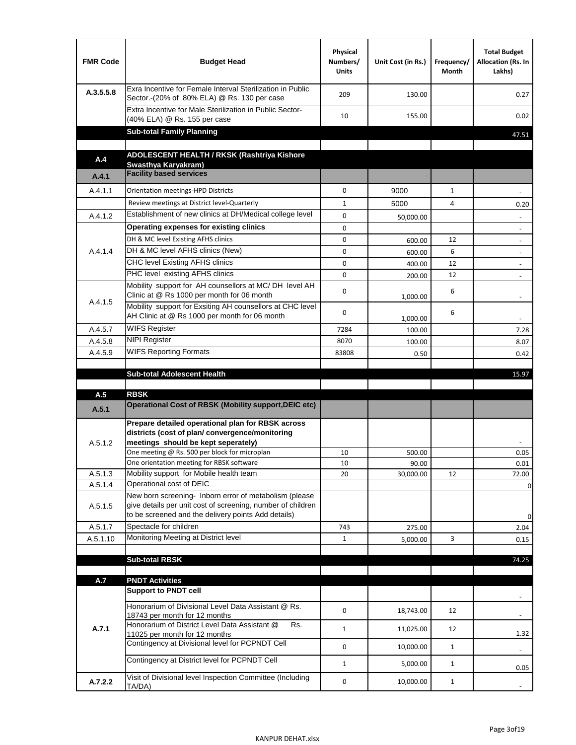| FMR Code | Budget Head | Physical Numbers/ Units | Unit Cost (in Rs.) | Frequency/ Month | Total Budget Allocation (Rs. In Lakhs) |
|---|---|---|---|---|---|
| A.3.5.5.8 | Exra Incentive for Female Interval Sterilization in Public Sector.-(20% of 80% ELA) @ Rs. 130 per case | 209 | 130.00 | | 0.27 |
| | Extra Incentive for Male Sterilization in Public Sector-(40% ELA) @ Rs. 155 per case | 10 | 155.00 | | 0.02 |
| | **Sub-total Family Planning** | | | | 47.51 |
| | | | | | |
| **A.4** | **ADOLESCENT HEALTH / RKSK (Rashtriya Kishore Swasthya Karyakram)** | | | | |
| **A.4.1** | **Facility based services** | | | | |
| A.4.1.1 | Orientation meetings-HPD Districts | 0 | 9000 | 1 | - |
| | Review meetings at District level-Quarterly | 1 | 5000 | 4 | 0.20 |
| A.4.1.2 | Establishment of new clinics at DH/Medical college level | 0 | 50,000.00 | | - |
| A.4.1.4 | **Operating expenses for existing clinics** | 0 | | | - |
| | DH & MC level Existing AFHS clinics | 0 | 600.00 | 12 | - |
| | DH & MC level AFHS clinics (New) | 0 | 600.00 | 6 | - |
| | CHC level Existing AFHS clinics | 0 | 400.00 | 12 | - |
| | PHC level existing AFHS clinics | 0 | 200.00 | 12 | - |
| A.4.1.5 | Mobility support for AH counsellors at MC/ DH level AH Clinic at @ Rs 1000 per month for 06 month | 0 | 1,000.00 | 6 | - |
| | Mobility support for Exsiting AH counsellors at CHC level AH Clinic at @ Rs 1000 per month for 06 month | 0 | 1,000.00 | 6 | - |
| A.4.5.7 | WIFS Register | 7284 | 100.00 | | 7.28 |
| A.4.5.8 | NIPI Register | 8070 | 100.00 | | 8.07 |
| A.4.5.9 | WIFS Reporting Formats | 83808 | 0.50 | | 0.42 |
| | | | | | |
| | **Sub-total Adolescent Health** | | | | 15.97 |
| | | | | | |
| **A.5** | **RBSK** | | | | |
| **A.5.1** | **Operational Cost of RBSK (Mobility support,DEIC etc)** | | | | |
| A.5.1.2 | **Prepare detailed operational plan for RBSK across districts (cost of plan/ convergence/monitoring meetings should be kept seperately)** | | | | - |
| | One meeting @ Rs. 500 per block for microplan | 10 | 500.00 | | 0.05 |
| | One orientation meeting for RBSK software | 10 | 90.00 | | 0.01 |
| A.5.1.3 | Mobility support for Mobile health team | 20 | 30,000.00 | 12 | 72.00 |
| A.5.1.4 | Operational cost of DEIC | | | | 0 |
| A.5.1.5 | New born screening- Inborn error of metabolism (please give details per unit cost of screening, number of children to be screened and the delivery points Add details) | | | | 0 |
| A.5.1.7 | Spectacle for children | 743 | 275.00 | | 2.04 |
| A.5.1.10 | Monitoring Meeting at District level | 1 | 5,000.00 | 3 | 0.15 |
| | | | | | |
| | **Sub-total RBSK** | | | | 74.25 |
| | | | | | |
| **A.7** | **PNDT Activities** | | | | |
| **A.7.1** | **Support to PNDT cell** | | | | - |
| | Honorarium of Divisional Level Data Assistant @ Rs. 18743 per month for 12 months | 0 | 18,743.00 | 12 | - |
| | Honorarium of District Level Data Assistant @ Rs. 11025 per month for 12 months | 1 | 11,025.00 | 12 | 1.32 |
| | Contingency at Divisional level for PCPNDT Cell | 0 | 10,000.00 | 1 | - |
| | Contingency at District level for PCPNDT Cell | 1 | 5,000.00 | 1 | 0.05 |
| **A.7.2.2** | Visit of Divisional level Inspection Committee (Including TA/DA) | 0 | 10,000.00 | 1 | - |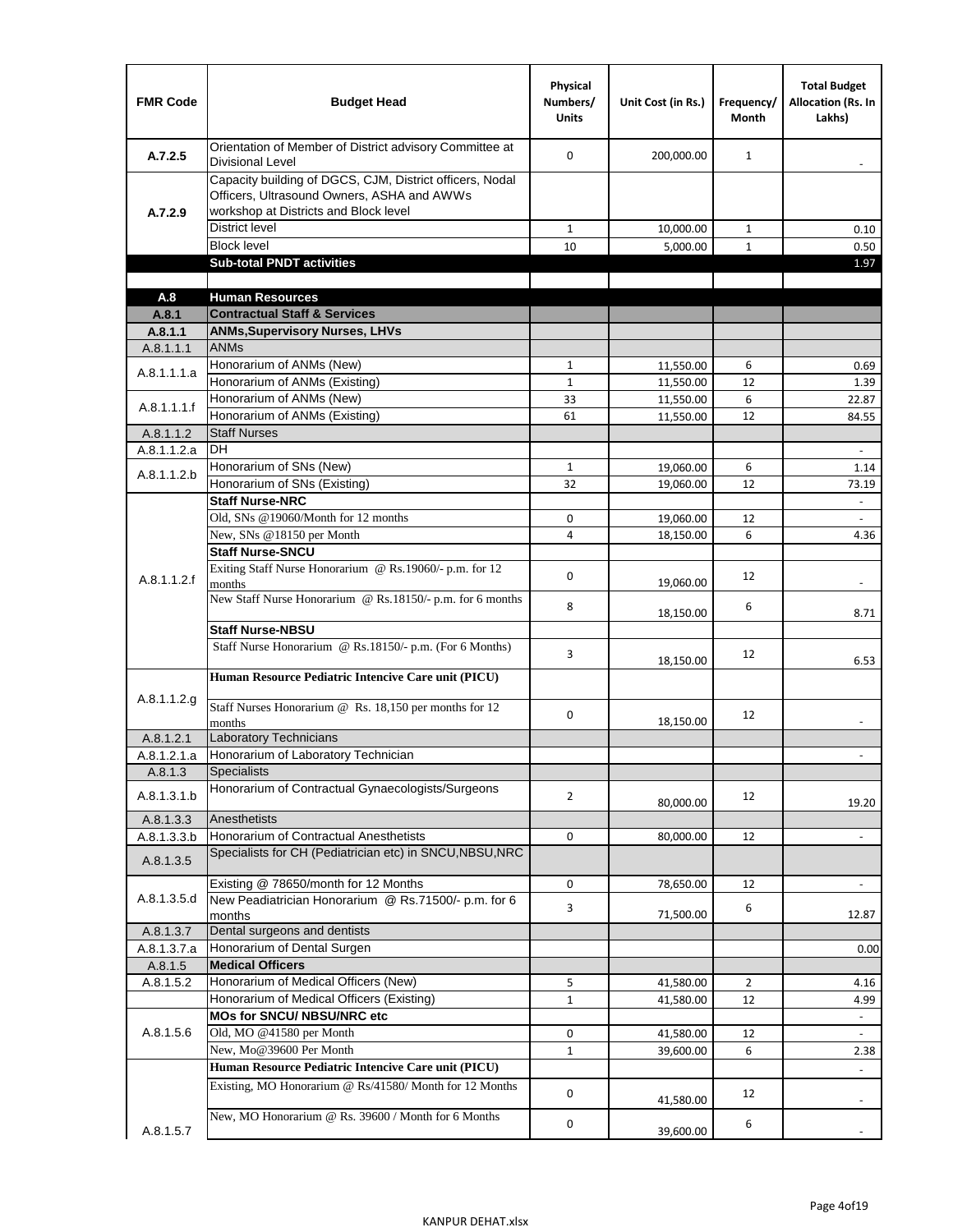| FMR Code | Budget Head | Physical Numbers/ Units | Unit Cost (in Rs.) | Frequency/ Month | Total Budget Allocation (Rs. In Lakhs) |
|---|---|---|---|---|---|
| A.7.2.5 | Orientation of Member of District advisory Committee at Divisional Level | 0 | 200,000.00 | 1 | - |
| A.7.2.9 | Capacity building of DGCS, CJM, District officers, Nodal Officers, Ultrasound Owners, ASHA and AWWs workshop at Districts and Block level | | | | |
| | District level | 1 | 10,000.00 | 1 | 0.10 |
| | Block level | 10 | 5,000.00 | 1 | 0.50 |
| | **Sub-total PNDT activities** | | | | 1.97 |
| | | | | | |
| **A.8** | **Human Resources** | | | | |
| **A.8.1** | **Contractual Staff & Services** | | | | |
| **A.8.1.1** | **ANMs,Supervisory Nurses, LHVs** | | | | |
| A.8.1.1.1 | ANMs | | | | |
| A.8.1.1.1.a | Honorarium of ANMs (New) | 1 | 11,550.00 | 6 | 0.69 |
| | Honorarium of ANMs (Existing) | 1 | 11,550.00 | 12 | 1.39 |
| A.8.1.1.1.f | Honorarium of ANMs (New) | 33 | 11,550.00 | 6 | 22.87 |
| | Honorarium of ANMs (Existing) | 61 | 11,550.00 | 12 | 84.55 |
| A.8.1.1.2 | Staff Nurses | | | | |
| A.8.1.1.2.a | DH | | | | - |
| A.8.1.1.2.b | Honorarium of SNs (New) | 1 | 19,060.00 | 6 | 1.14 |
| | Honorarium of SNs (Existing) | 32 | 19,060.00 | 12 | 73.19 |
| A.8.1.1.2.f | **Staff Nurse-NRC** | | | | - |
| | Old, SNs @19060/Month for 12 months | 0 | 19,060.00 | 12 | - |
| | New, SNs @18150 per Month | 4 | 18,150.00 | 6 | 4.36 |
| | **Staff Nurse-SNCU** | | | | |
| | Exiting Staff Nurse Honorarium @ Rs.19060/- p.m. for 12 months | 0 | 19,060.00 | 12 | - |
| | New Staff Nurse Honorarium @ Rs.18150/- p.m. for 6 months | 8 | 18,150.00 | 6 | 8.71 |
| | **Staff Nurse-NBSU** | | | | |
| | Staff Nurse Honorarium @ Rs.18150/- p.m. (For 6 Months) | 3 | 18,150.00 | 12 | 6.53 |
| A.8.1.1.2.g | **Human Resource Pediatric Intencive Care unit (PICU)** | | | | |
| | Staff Nurses Honorarium @ Rs. 18,150 per months for 12 months | 0 | 18,150.00 | 12 | - |
| A.8.1.2.1 | Laboratory Technicians | | | | |
| A.8.1.2.1.a | Honorarium of Laboratory Technician | | | | - |
| A.8.1.3 | Specialists | | | | |
| A.8.1.3.1.b | Honorarium of Contractual Gynaecologists/Surgeons | 2 | 80,000.00 | 12 | 19.20 |
| A.8.1.3.3 | Anesthetists | | | | |
| A.8.1.3.3.b | Honorarium of Contractual Anesthetists | 0 | 80,000.00 | 12 | - |
| A.8.1.3.5 | Specialists for CH (Pediatrician etc) in SNCU,NBSU,NRC | | | | |
| A.8.1.3.5.d | Existing @ 78650/month for 12 Months | 0 | 78,650.00 | 12 | - |
| | New Peadiatrician Honorarium @ Rs.71500/- p.m. for 6 months | 3 | 71,500.00 | 6 | 12.87 |
| A.8.1.3.7 | Dental surgeons and dentists | | | | |
| A.8.1.3.7.a | Honorarium of Dental Surgen | | | | 0.00 |
| A.8.1.5 | **Medical Officers** | | | | |
| A.8.1.5.2 | Honorarium of Medical Officers (New) | 5 | 41,580.00 | 2 | 4.16 |
| | Honorarium of Medical Officers (Existing) | 1 | 41,580.00 | 12 | 4.99 |
| A.8.1.5.6 | **MOs for SNCU/ NBSU/NRC etc** | | | | - |
| | Old, MO @41580 per Month | 0 | 41,580.00 | 12 | - |
| | New, Mo@39600 Per Month | 1 | 39,600.00 | 6 | 2.38 |
| A.8.1.5.7 | **Human Resource Pediatric Intencive Care unit (PICU)** | | | | - |
| | Existing, MO Honorarium @ Rs/41580/ Month for 12 Months | 0 | 41,580.00 | 12 | - |
| | New, MO Honorarium @ Rs. 39600 / Month for 6 Months | 0 | 39,600.00 | 6 | - |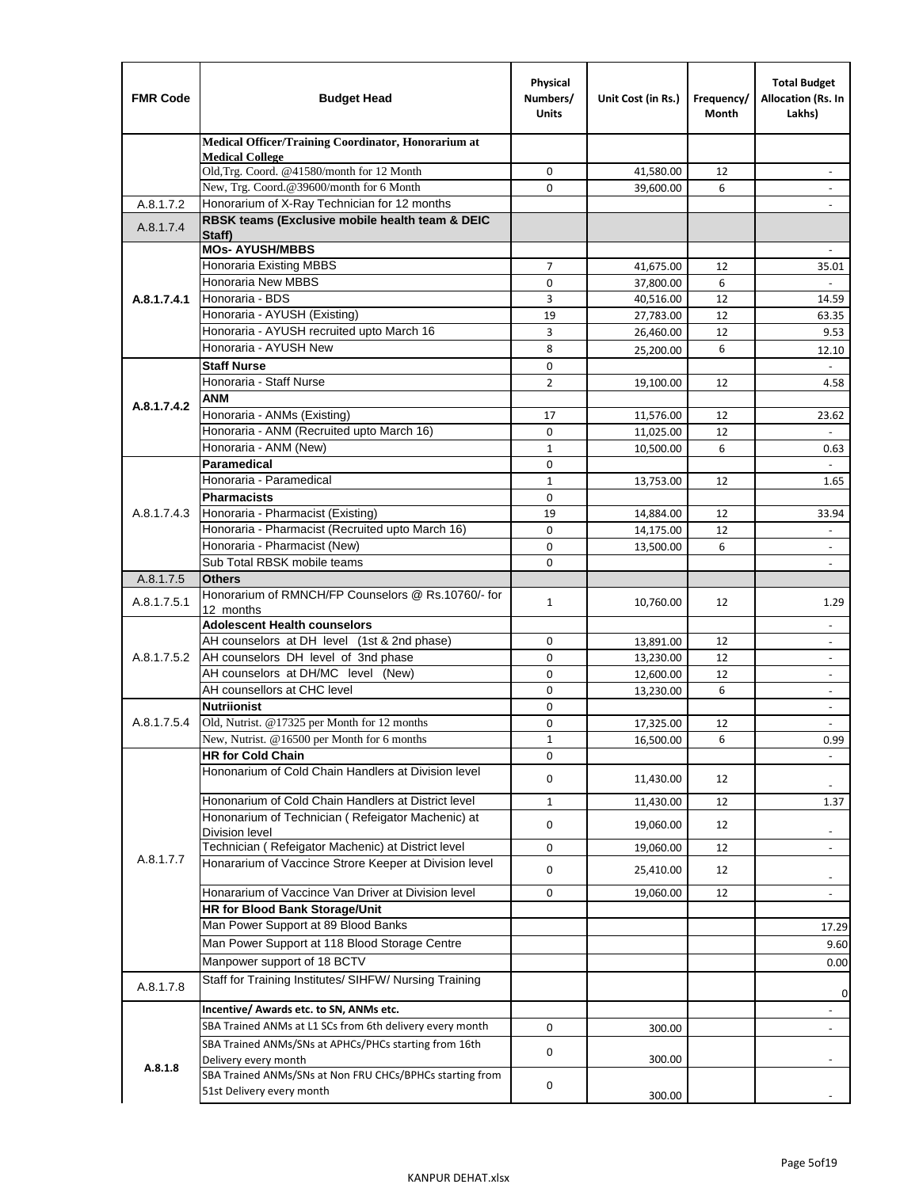| FMR Code | Budget Head | Physical Numbers/ Units | Unit Cost (in Rs.) | Frequency/ Month | Total Budget Allocation (Rs. In Lakhs) |
|---|---|---|---|---|---|
| | **Medical Officer/Training Coordinator, Honorarium at Medical College** | | | | |
| | Old,Trg. Coord. @41580/month for 12 Month | 0 | 41,580.00 | 12 | - |
| | New, Trg. Coord.@39600/month for 6 Month | 0 | 39,600.00 | 6 | - |
| A.8.1.7.2 | Honorarium of X-Ray Technician for 12 months | | | | - |
| A.8.1.7.4 | **RBSK teams (Exclusive mobile health team & DEIC Staff)** | | | | |
| A.8.1.7.4.1 | **MOs- AYUSH/MBBS** | | | | - |
| | Honoraria Existing MBBS | 7 | 41,675.00 | 12 | 35.01 |
| | Honoraria New MBBS | 0 | 37,800.00 | 6 | - |
| | Honoraria - BDS | 3 | 40,516.00 | 12 | 14.59 |
| | Honoraria - AYUSH (Existing) | 19 | 27,783.00 | 12 | 63.35 |
| | Honoraria - AYUSH recruited upto March 16 | 3 | 26,460.00 | 12 | 9.53 |
| | Honoraria - AYUSH New | 8 | 25,200.00 | 6 | 12.10 |
| A.8.1.7.4.2 | **Staff Nurse** | 0 | | | - |
| | Honoraria - Staff Nurse | 2 | 19,100.00 | 12 | 4.58 |
| | **ANM** | | | | |
| | Honoraria - ANMs (Existing) | 17 | 11,576.00 | 12 | 23.62 |
| | Honoraria - ANM (Recruited upto March 16) | 0 | 11,025.00 | 12 | - |
| | Honoraria - ANM (New) | 1 | 10,500.00 | 6 | 0.63 |
| A.8.1.7.4.3 | **Paramedical** | 0 | | | - |
| | Honoraria - Paramedical | 1 | 13,753.00 | 12 | 1.65 |
| | **Pharmacists** | 0 | | | |
| | Honoraria - Pharmacist (Existing) | 19 | 14,884.00 | 12 | 33.94 |
| | Honoraria - Pharmacist (Recruited upto March 16) | 0 | 14,175.00 | 12 | - |
| | Honoraria - Pharmacist (New) | 0 | 13,500.00 | 6 | - |
| | Sub Total RBSK mobile teams | 0 | | | - |
| A.8.1.7.5 | **Others** | | | | |
| A.8.1.7.5.1 | Honorarium of RMNCH/FP Counselors @ Rs.10760/- for 12 months | 1 | 10,760.00 | 12 | 1.29 |
| A.8.1.7.5.2 | **Adolescent Health counselors** | | | | - |
| | AH counselors at DH level (1st & 2nd phase) | 0 | 13,891.00 | 12 | - |
| | AH counselors DH level of 3nd phase | 0 | 13,230.00 | 12 | - |
| | AH counselors at DH/MC level (New) | 0 | 12,600.00 | 12 | - |
| | AH counsellors at CHC level | 0 | 13,230.00 | 6 | - |
| A.8.1.7.5.4 | **Nutriionist** | 0 | | | - |
| | Old, Nutrist. @17325 per Month for 12 months | 0 | 17,325.00 | 12 | - |
| | New, Nutrist. @16500 per Month for 6 months | 1 | 16,500.00 | 6 | 0.99 |
| A.8.1.7.7 | **HR for Cold Chain** | 0 | | | - |
| | Hononarium of Cold Chain Handlers at Division level | 0 | 11,430.00 | 12 | - |
| | Hononarium of Cold Chain Handlers at District level | 1 | 11,430.00 | 12 | 1.37 |
| | Hononarium of Technician ( Refeigator Machenic) at Division level | 0 | 19,060.00 | 12 | - |
| | Technician ( Refeigator Machenic) at District level | 0 | 19,060.00 | 12 | - |
| | Honararium of Vaccince Strore Keeper at Division level | 0 | 25,410.00 | 12 | - |
| | Honararium of Vaccince Van Driver at Division level | 0 | 19,060.00 | 12 | - |
| | **HR for Blood Bank Storage/Unit** | | | | |
| | Man Power Support at 89 Blood Banks | | | | 17.29 |
| | Man Power Support at 118 Blood Storage Centre | | | | 9.60 |
| | Manpower support of 18 BCTV | | | | 0.00 |
| A.8.1.7.8 | Staff for Training Institutes/ SIHFW/ Nursing Training | | | | 0 |
| A.8.1.8 | **Incentive/ Awards etc. to SN, ANMs etc.** | | | | - |
| | SBA Trained ANMs at L1 SCs from 6th delivery every month | 0 | 300.00 | | - |
| | SBA Trained ANMs/SNs at APHCs/PHCs starting from 16th Delivery every month | 0 | 300.00 | | - |
| | SBA Trained ANMs/SNs at Non FRU CHCs/BPHCs starting from 51st Delivery every month | 0 | 300.00 | | - |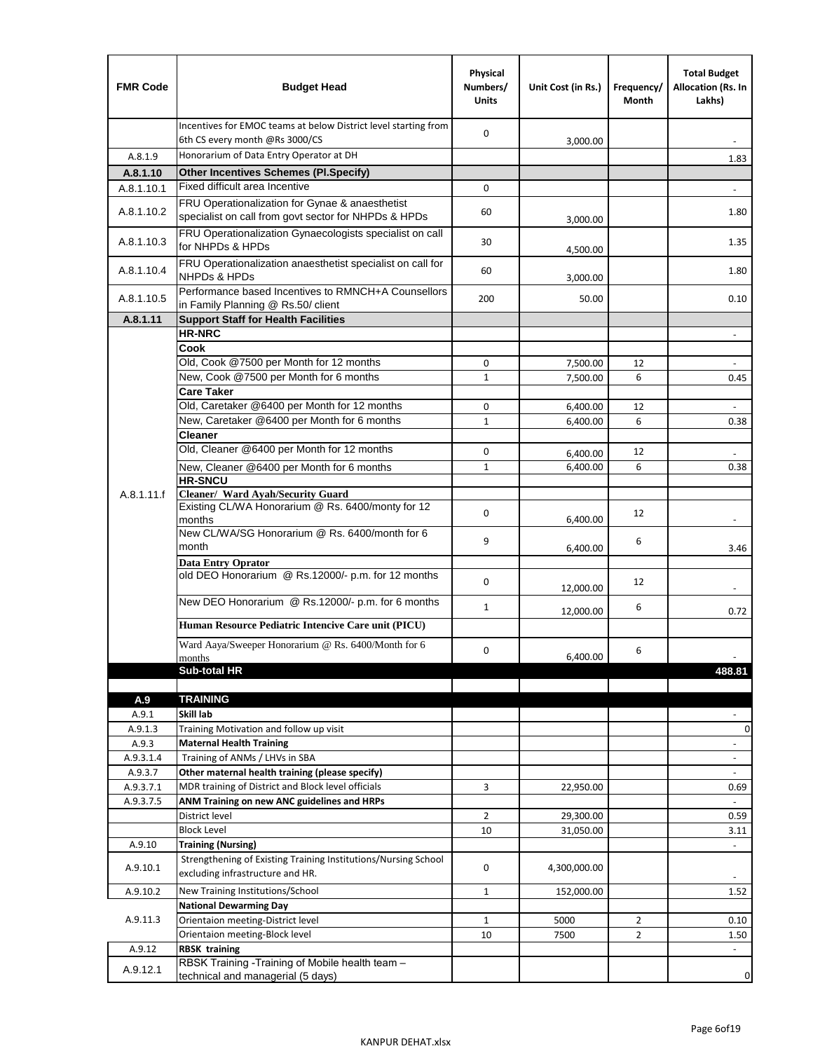| FMR Code | Budget Head | Physical Numbers/ Units | Unit Cost (in Rs.) | Frequency/ Month | Total Budget Allocation (Rs. In Lakhs) |
|---|---|---|---|---|---|
| | Incentives for EMOC teams at below District level starting from 6th CS every month @Rs 3000/CS | 0 | 3,000.00 | | - |
| A.8.1.9 | Honorarium of Data Entry Operator at DH | | | | 1.83 |
| **A.8.1.10** | **Other Incentives Schemes (Pl.Specify)** | | | | |
| A.8.1.10.1 | Fixed difficult area Incentive | 0 | | | - |
| A.8.1.10.2 | FRU Operationalization for Gynae & anaesthetist specialist on call from govt sector for NHPDs & HPDs | 60 | 3,000.00 | | 1.80 |
| A.8.1.10.3 | FRU Operationalization Gynaecologists specialist on call for NHPDs & HPDs | 30 | 4,500.00 | | 1.35 |
| A.8.1.10.4 | FRU Operationalization anaesthetist specialist on call for NHPDs & HPDs | 60 | 3,000.00 | | 1.80 |
| A.8.1.10.5 | Performance based Incentives to RMNCH+A Counsellors in Family Planning @ Rs.50/ client | 200 | 50.00 | | 0.10 |
| **A.8.1.11** | **Support Staff for Health Facilities** | | | | |
| A.8.1.11.f | **HR-NRC** | | | | - |
| | **Cook** | | | | |
| | Old, Cook @7500 per Month for 12 months | 0 | 7,500.00 | 12 | - |
| | New, Cook @7500 per Month for 6 months | 1 | 7,500.00 | 6 | 0.45 |
| | **Care Taker** | | | | |
| | Old, Caretaker @6400 per Month for 12 months | 0 | 6,400.00 | 12 | - |
| | New, Caretaker @6400 per Month for 6 months | 1 | 6,400.00 | 6 | 0.38 |
| | **Cleaner** | | | | |
| | Old, Cleaner @6400 per Month for 12 months | 0 | 6,400.00 | 12 | - |
| | New, Cleaner @6400 per Month for 6 months | 1 | 6,400.00 | 6 | 0.38 |
| | **HR-SNCU** | | | | |
| | **Cleaner/ Ward Ayah/Security Guard** | | | | |
| | Existing CL/WA Honorarium @ Rs. 6400/monty for 12 months | 0 | 6,400.00 | 12 | - |
| | New CL/WA/SG Honorarium @ Rs. 6400/month for 6 month | 9 | 6,400.00 | 6 | 3.46 |
| | **Data Entry Oprator** | | | | |
| | old DEO Honorarium @ Rs.12000/- p.m. for 12 months | 0 | 12,000.00 | 12 | - |
| | New DEO Honorarium @ Rs.12000/- p.m. for 6 months | 1 | 12,000.00 | 6 | 0.72 |
| | **Human Resource Pediatric Intencive Care unit (PICU)** | | | | |
| | Ward Aaya/Sweeper Honorarium @ Rs. 6400/Month for 6 months | 0 | 6,400.00 | 6 | - |
| | **Sub-total HR** | | | | **488.81** |
| | | | | | |
| **A.9** | **TRAINING** | | | | |
| A.9.1 | **Skill lab** | | | | - |
| A.9.1.3 | Training Motivation and follow up visit | | | | 0 |
| A.9.3 | **Maternal Health Training** | | | | - |
| A.9.3.1.4 | Training of ANMs / LHVs in SBA | | | | - |
| A.9.3.7 | **Other maternal health training (please specify)** | | | | - |
| A.9.3.7.1 | MDR training of District and Block level officials | 3 | 22,950.00 | | 0.69 |
| A.9.3.7.5 | **ANM Training on new ANC guidelines and HRPs** | | | | - |
| | District level | 2 | 29,300.00 | | 0.59 |
| | Block Level | 10 | 31,050.00 | | 3.11 |
| A.9.10 | **Training (Nursing)** | | | | - |
| A.9.10.1 | Strengthening of Existing Training Institutions/Nursing School excluding infrastructure and HR. | 0 | 4,300,000.00 | | - |
| A.9.10.2 | New Training Institutions/School | 1 | 152,000.00 | | 1.52 |
| A.9.11.3 | **National Dewarming Day** | | | | |
| | Orientaion meeting-District level | 1 | 5000 | 2 | 0.10 |
| | Orientaion meeting-Block level | 10 | 7500 | 2 | 1.50 |
| A.9.12 | **RBSK training** | | | | - |
| A.9.12.1 | RBSK Training -Training of Mobile health team – technical and managerial (5 days) | | | | 0 |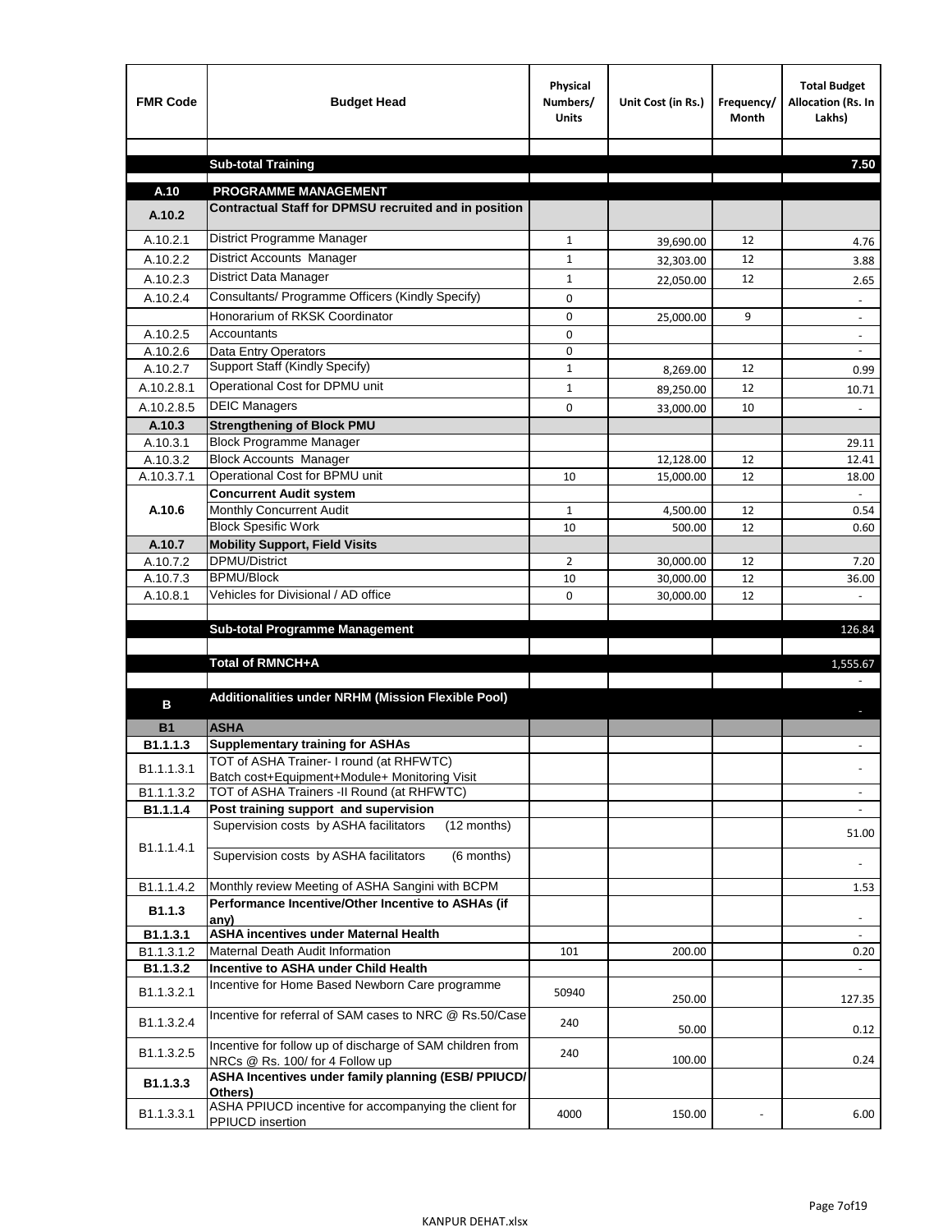| FMR Code | Budget Head | Physical Numbers/ Units | Unit Cost (in Rs.) | Frequency/ Month | Total Budget Allocation (Rs. In Lakhs) |
|---|---|---|---|---|---|
| | | | | | |
| | **Sub-total Training** | | | | **7.50** |
| | | | | | |
| **A.10** | **PROGRAMME MANAGEMENT** | | | | |
| **A.10.2** | **Contractual Staff for DPMSU recruited and in position** | | | | |
| A.10.2.1 | District Programme Manager | 1 | 39,690.00 | 12 | 4.76 |
| A.10.2.2 | District Accounts Manager | 1 | 32,303.00 | 12 | 3.88 |
| A.10.2.3 | District Data Manager | 1 | 22,050.00 | 12 | 2.65 |
| A.10.2.4 | Consultants/ Programme Officers (Kindly Specify) | 0 | | | - |
| | Honorarium of RKSK Coordinator | 0 | 25,000.00 | 9 | - |
| A.10.2.5 | Accountants | 0 | | | - |
| A.10.2.6 | Data Entry Operators | 0 | | | - |
| A.10.2.7 | Support Staff (Kindly Specify) | 1 | 8,269.00 | 12 | 0.99 |
| A.10.2.8.1 | Operational Cost for DPMU unit | 1 | 89,250.00 | 12 | 10.71 |
| A.10.2.8.5 | DEIC Managers | 0 | 33,000.00 | 10 | - |
| **A.10.3** | **Strengthening of Block PMU** | | | | |
| A.10.3.1 | Block Programme Manager | | | | 29.11 |
| A.10.3.2 | Block Accounts Manager | | 12,128.00 | 12 | 12.41 |
| A.10.3.7.1 | Operational Cost for BPMU unit | 10 | 15,000.00 | 12 | 18.00 |
| **A.10.6** | **Concurrent Audit system** | | | | - |
| | Monthly Concurrent Audit | 1 | 4,500.00 | 12 | 0.54 |
| | Block Spesific Work | 10 | 500.00 | 12 | 0.60 |
| **A.10.7** | **Mobility Support, Field Visits** | | | | |
| A.10.7.2 | DPMU/District | 2 | 30,000.00 | 12 | 7.20 |
| A.10.7.3 | BPMU/Block | 10 | 30,000.00 | 12 | 36.00 |
| A.10.8.1 | Vehicles for Divisional / AD office | 0 | 30,000.00 | 12 | - |
| | | | | | |
| | **Sub-total Programme Management** | | | | 126.84 |
| | | | | | |
| | **Total of RMNCH+A** | | | | 1,555.67 |
| | | | | | - |
| **B** | **Additionalities under NRHM (Mission Flexible Pool)** | | | | - |
| **B1** | **ASHA** | | | | |
| **B1.1.1.3** | **Supplementary training for ASHAs** | | | | - |
| B1.1.1.3.1 | TOT of ASHA Trainer- I round (at RHFWTC) Batch cost+Equipment+Module+ Monitoring Visit | | | | - |
| B1.1.1.3.2 | TOT of ASHA Trainers -II Round (at RHFWTC) | | | | - |
| **B1.1.1.4** | **Post training support and supervision** | | | | - |
| B1.1.1.4.1 | Supervision costs by ASHA facilitators (12 months) | | | | 51.00 |
| | Supervision costs by ASHA facilitators (6 months) | | | | - |
| B1.1.1.4.2 | Monthly review Meeting of ASHA Sangini with BCPM | | | | 1.53 |
| **B1.1.3** | **Performance Incentive/Other Incentive to ASHAs (if any)** | | | | - |
| **B1.1.3.1** | **ASHA incentives under Maternal Health** | | | | - |
| B1.1.3.1.2 | Maternal Death Audit Information | 101 | 200.00 | | 0.20 |
| **B1.1.3.2** | **Incentive to ASHA under Child Health** | | | | - |
| B1.1.3.2.1 | Incentive for Home Based Newborn Care programme | 50940 | 250.00 | | 127.35 |
| B1.1.3.2.4 | Incentive for referral of SAM cases to NRC @ Rs.50/Case | 240 | 50.00 | | 0.12 |
| B1.1.3.2.5 | Incentive for follow up of discharge of SAM children from NRCs @ Rs. 100/ for 4 Follow up | 240 | 100.00 | | 0.24 |
| **B1.1.3.3** | **ASHA Incentives under family planning (ESB/ PPIUCD/ Others)** | | | | |
| B1.1.3.3.1 | ASHA PPIUCD incentive for accompanying the client for PPIUCD insertion | 4000 | 150.00 | - | 6.00 |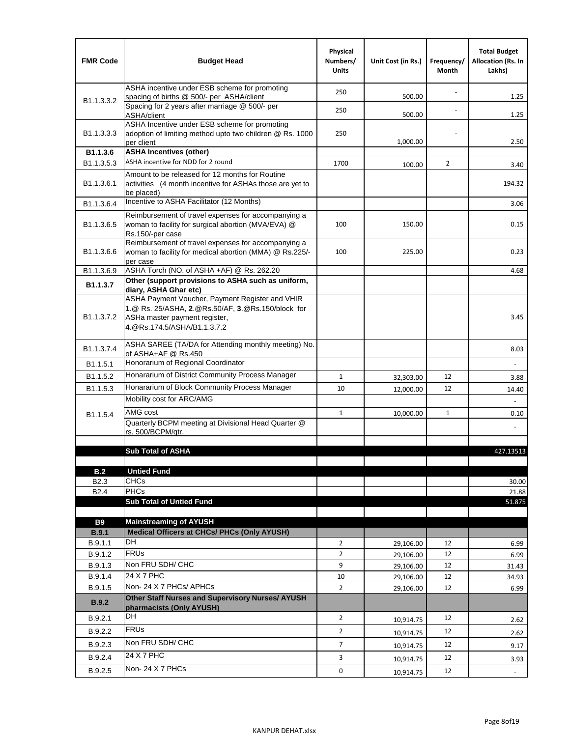| FMR Code | Budget Head | Physical Numbers/ Units | Unit Cost (in Rs.) | Frequency/ Month | Total Budget Allocation (Rs. In Lakhs) |
|---|---|---|---|---|---|
| B1.1.3.3.2 | ASHA incentive under ESB scheme for promoting spacing of births @ 500/- per ASHA/client | 250 | 500.00 | - | 1.25 |
| | Spacing for 2 years after marriage @ 500/- per ASHA/client | 250 | 500.00 | - | 1.25 |
| B1.1.3.3.3 | ASHA Incentive under ESB scheme for promoting adoption of limiting method upto two children @ Rs. 1000 per client | 250 | 1,000.00 | - | 2.50 |
| **B1.1.3.6** | **ASHA Incentives (other)** | | | | |
| B1.1.3.5.3 | ASHA incentive for NDD for 2 round | 1700 | 100.00 | 2 | 3.40 |
| B1.1.3.6.1 | Amount to be released for 12 months for Routine activities (4 month incentive for ASHAs those are yet to be placed) | | | | 194.32 |
| B1.1.3.6.4 | Incentive to ASHA Facilitator (12 Months) | | | | 3.06 |
| B1.1.3.6.5 | Reimbursement of travel expenses for accompanying a woman to facility for surgical abortion (MVA/EVA) @ Rs.150/-per case | 100 | 150.00 | | 0.15 |
| B1.1.3.6.6 | Reimbursement of travel expenses for accompanying a woman to facility for medical abortion (MMA) @ Rs.225/- per case | 100 | 225.00 | | 0.23 |
| B1.1.3.6.9 | ASHA Torch (NO. of ASHA +AF) @ Rs. 262.20 | | | | 4.68 |
| **B1.1.3.7** | **Other (support provisions to ASHA such as uniform, diary, ASHA Ghar etc)** | | | | |
| B1.1.3.7.2 | ASHA Payment Voucher, Payment Register and VHIR **1**.@ Rs. 25/ASHA, **2**.@Rs.50/AF, **3**.@Rs.150/block for ASHa master payment register, **4**.@Rs.174.5/ASHA/B1.1.3.7.2 | | | | 3.45 |
| B1.1.3.7.4 | ASHA SAREE (TA/DA for Attending monthly meeting) No. of ASHA+AF @ Rs.450 | | | | 8.03 |
| B1.1.5.1 | Honorarium of Regional Coordinator | | | | - |
| B1.1.5.2 | Honararium of District Community Process Manager | 1 | 32,303.00 | 12 | 3.88 |
| B1.1.5.3 | Honararium of Block Community Process Manager | 10 | 12,000.00 | 12 | 14.40 |
| B1.1.5.4 | Mobility cost for ARC/AMG | | | | - |
| | AMG cost | 1 | 10,000.00 | 1 | 0.10 |
| | Quarterly BCPM meeting at Divisional Head Quarter @ rs. 500/BCPM/qtr. | | | | - |
| | | | | | |
| | **Sub Total of ASHA** | | | | 427.13513 |
| | | | | | |
| **B.2** | **Untied Fund** | | | | |
| B2.3 | CHCs | | | | 30.00 |
| B2.4 | PHCs | | | | 21.88 |
| | **Sub Total of Untied Fund** | | | | 51.875 |
| | | | | | |
| **B9** | **Mainstreaming of AYUSH** | | | | |
| **B.9.1** | **Medical Officers at CHCs/ PHCs (Only AYUSH)** | | | | |
| B.9.1.1 | DH | 2 | 29,106.00 | 12 | 6.99 |
| B.9.1.2 | FRUs | 2 | 29,106.00 | 12 | 6.99 |
| B.9.1.3 | Non FRU SDH/ CHC | 9 | 29,106.00 | 12 | 31.43 |
| B.9.1.4 | 24 X 7 PHC | 10 | 29,106.00 | 12 | 34.93 |
| B.9.1.5 | Non- 24 X 7 PHCs/ APHCs | 2 | 29,106.00 | 12 | 6.99 |
| **B.9.2** | **Other Staff Nurses and Supervisory Nurses/ AYUSH pharmacists (Only AYUSH)** | | | | |
| B.9.2.1 | DH | 2 | 10,914.75 | 12 | 2.62 |
| B.9.2.2 | FRUs | 2 | 10,914.75 | 12 | 2.62 |
| B.9.2.3 | Non FRU SDH/ CHC | 7 | 10,914.75 | 12 | 9.17 |
| B.9.2.4 | 24 X 7 PHC | 3 | 10,914.75 | 12 | 3.93 |
| B.9.2.5 | Non- 24 X 7 PHCs | 0 | 10,914.75 | 12 | - |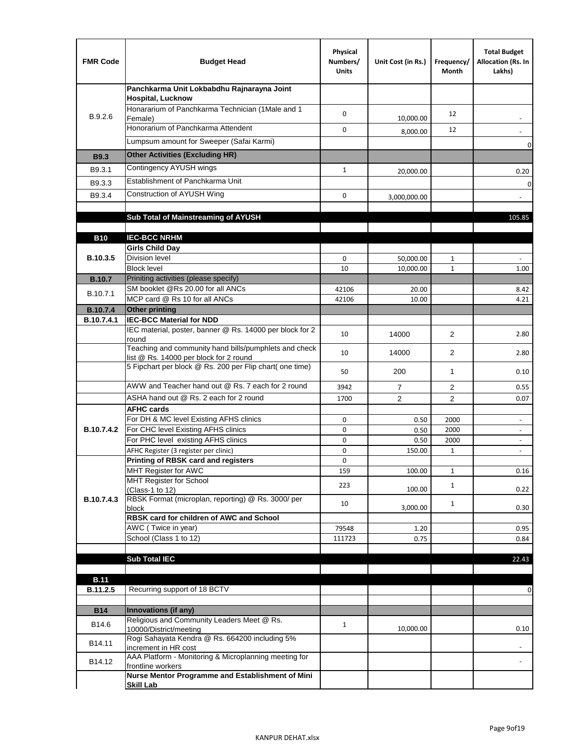| FMR Code | Budget Head | Physical Numbers/ Units | Unit Cost (in Rs.) | Frequency/ Month | Total Budget Allocation (Rs. In Lakhs) |
|---|---|---|---|---|---|
| B.9.2.6 | **Panchkarma Unit Lokbabdhu Rajnarayna Joint Hospital, Lucknow** | | | | |
| | Honararium of Panchkarma Technician (1Male and 1 Female) | 0 | 10,000.00 | 12 | - |
| | Honorarium of Panchkarma Attendent | 0 | 8,000.00 | 12 | - |
| | Lumpsum amount for Sweeper (Safai Karmi) | | | | 0 |
| **B9.3** | **Other Activities (Excluding HR)** | | | | |
| B9.3.1 | Contingency AYUSH wings | 1 | 20,000.00 | | 0.20 |
| B9.3.3 | Establishment of Panchkarma Unit | | | | 0 |
| B9.3.4 | Construction of AYUSH Wing | 0 | 3,000,000.00 | | - |
| | | | | | |
| | **Sub Total of Mainstreaming of AYUSH** | | | | 105.85 |
| | | | | | |
| **B10** | **IEC-BCC NRHM** | | | | |
| **B.10.3.5** | **Girls Child Day** | | | | |
| | Division level | 0 | 50,000.00 | 1 | - |
| | Block level | 10 | 10,000.00 | 1 | 1.00 |
| **B.10.7** | Priniting activities (please specify) | | | | |
| B.10.7.1 | SM booklet @Rs 20.00 for all ANCs | 42106 | 20.00 | | 8.42 |
| | MCP card @ Rs 10 for all ANCs | 42106 | 10.00 | | 4.21 |
| **B.10.7.4** | **Other printing** | | | | |
| **B.10.7.4.1** | **IEC-BCC Material for NDD** | | | | |
| | IEC material, poster, banner @ Rs. 14000 per block for 2 round | 10 | 14000 | 2 | 2.80 |
| | Teaching and community hand bills/pumphlets and check list @ Rs. 14000 per block for 2 round | 10 | 14000 | 2 | 2.80 |
| | 5 Fipchart per block @ Rs. 200 per Flip chart( one time) | 50 | 200 | 1 | 0.10 |
| | AWW and Teacher hand out @ Rs. 7 each for 2 round | 3942 | 7 | 2 | 0.55 |
| | ASHA hand out @ Rs. 2 each for 2 round | 1700 | 2 | 2 | 0.07 |
| **B.10.7.4.2** | **AFHC cards** | | | | |
| | For DH & MC level Existing AFHS clinics | 0 | 0.50 | 2000 | - |
| | For CHC level Existing AFHS clinics | 0 | 0.50 | 2000 | - |
| | For PHC level existing AFHS clinics | 0 | 0.50 | 2000 | - |
| | AFHC Register (3 register per clinic) | 0 | 150.00 | 1 | - |
| **B.10.7.4.3** | **Printing of RBSK card and registers** | 0 | | | |
| | MHT Register for AWC | 159 | 100.00 | 1 | 0.16 |
| | MHT Register for School (Class-1 to 12) | 223 | 100.00 | 1 | 0.22 |
| | RBSK Format (microplan, reporting) @ Rs. 3000/ per block | 10 | 3,000.00 | 1 | 0.30 |
| | **RBSK card for children of AWC and School** | | | | |
| | AWC ( Twice in year) | 79548 | 1.20 | | 0.95 |
| | School (Class 1 to 12) | 111723 | 0.75 | | 0.84 |
| | | | | | |
| | **Sub Total IEC** | | | | 22.43 |
| | | | | | |
| **B.11** | | | | | |
| **B.11.2.5** | Recurring support of 18 BCTV | | | | 0 |
| | | | | | |
| **B14** | **Innovations (if any)** | | | | |
| B14.6 | Religious and Community Leaders Meet @ Rs. 10000/District/meeting | 1 | 10,000.00 | | 0.10 |
| B14.11 | Rogi Sahayata Kendra @ Rs. 664200 including 5% increment in HR cost | | | | - |
| B14.12 | AAA Platform - Monitoring & Microplanning meeting for frontline workers | | | | - |
| | **Nurse Mentor Programme and Establishment of Mini Skill Lab** | | | | |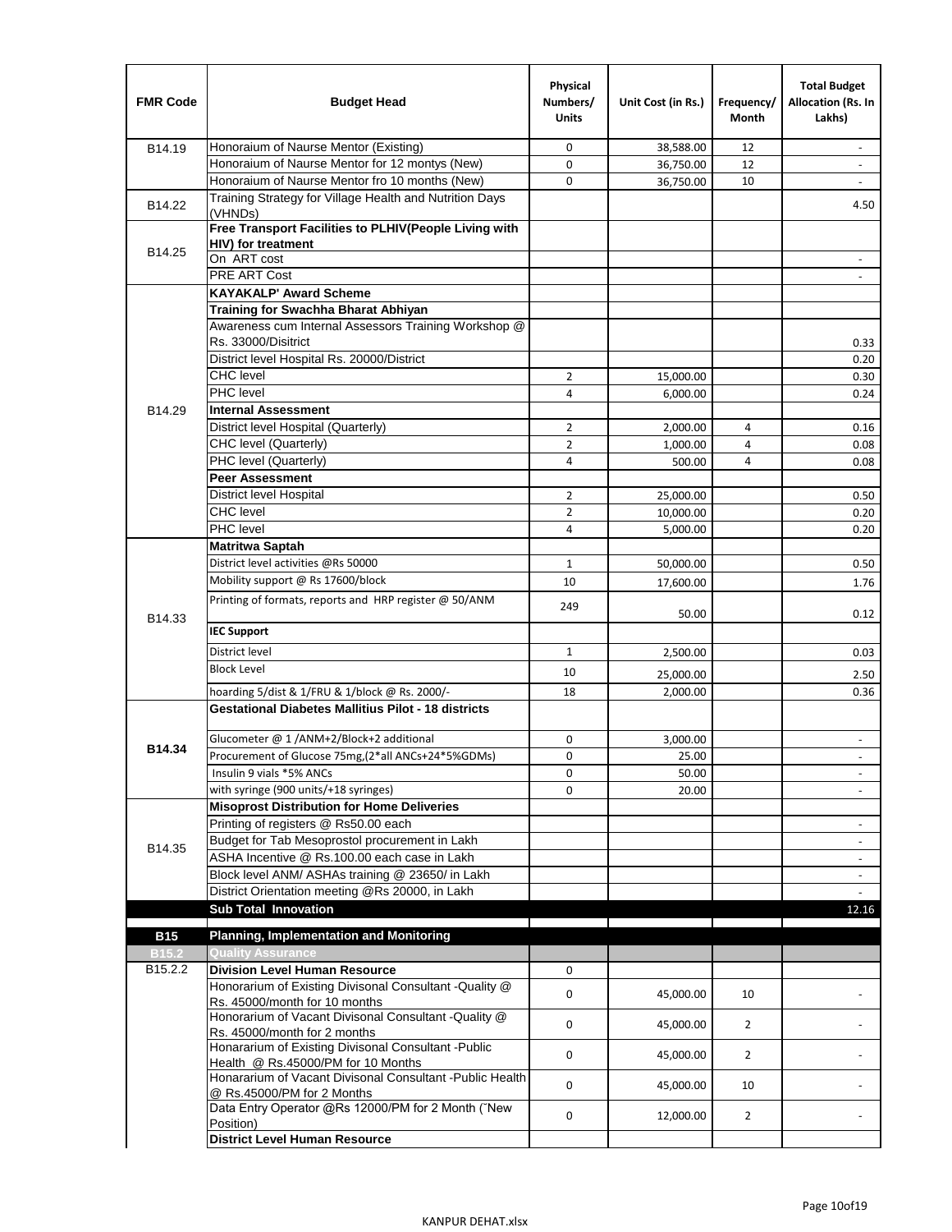| FMR Code | Budget Head | Physical Numbers/ Units | Unit Cost (in Rs.) | Frequency/ Month | Total Budget Allocation (Rs. In Lakhs) |
|---|---|---|---|---|---|
| B14.19 | Honoraium of Naurse Mentor (Existing) | 0 | 38,588.00 | 12 | - |
| | Honoraium of Naurse Mentor for 12 montys (New) | 0 | 36,750.00 | 12 | - |
| | Honoraium of Naurse Mentor fro 10 months (New) | 0 | 36,750.00 | 10 | - |
| B14.22 | Training Strategy for Village Health and Nutrition Days (VHNDs) | | | | 4.50 |
| B14.25 | **Free Transport Facilities to PLHIV(People Living with HIV) for treatment** | | | | |
| | On ART cost | | | | - |
| | PRE ART Cost | | | | - |
| B14.29 | **KAYAKALP' Award Scheme** | | | | |
| | **Training for Swachha Bharat Abhiyan** | | | | |
| | Awareness cum Internal Assessors Training Workshop @ Rs. 33000/Disitrict | | | | 0.33 |
| | District level Hospital Rs. 20000/District | | | | 0.20 |
| | CHC level | 2 | 15,000.00 | | 0.30 |
| | PHC level | 4 | 6,000.00 | | 0.24 |
| | **Internal Assessment** | | | | |
| | District level Hospital (Quarterly) | 2 | 2,000.00 | 4 | 0.16 |
| | CHC level (Quarterly) | 2 | 1,000.00 | 4 | 0.08 |
| | PHC level (Quarterly) | 4 | 500.00 | 4 | 0.08 |
| | **Peer Assessment** | | | | |
| | District level Hospital | 2 | 25,000.00 | | 0.50 |
| | CHC level | 2 | 10,000.00 | | 0.20 |
| | PHC level | 4 | 5,000.00 | | 0.20 |
| B14.33 | **Matritwa Saptah** | | | | |
| | District level activities @Rs 50000 | 1 | 50,000.00 | | 0.50 |
| | Mobility support @ Rs 17600/block | 10 | 17,600.00 | | 1.76 |
| | Printing of formats, reports and HRP register @ 50/ANM | 249 | 50.00 | | 0.12 |
| | **IEC Support** | | | | |
| | District level | 1 | 2,500.00 | | 0.03 |
| | Block Level | 10 | 25,000.00 | | 2.50 |
| | hoarding 5/dist & 1/FRU & 1/block @ Rs. 2000/- | 18 | 2,000.00 | | 0.36 |
| **B14.34** | **Gestational Diabetes Mallitius Pilot - 18 districts** | | | | |
| | Glucometer @ 1 /ANM+2/Block+2 additional | 0 | 3,000.00 | | - |
| | Procurement of Glucose 75mg,(2*all ANCs+24*5%GDMs) | 0 | 25.00 | | - |
| | Insulin 9 vials *5% ANCs | 0 | 50.00 | | - |
| | with syringe (900 units/+18 syringes) | 0 | 20.00 | | - |
| B14.35 | **Misoprost Distribution for Home Deliveries** | | | | |
| | Printing of registers @ Rs50.00 each | | | | - |
| | Budget for Tab Mesoprostol procurement in Lakh | | | | - |
| | ASHA Incentive @ Rs.100.00 each case in Lakh | | | | - |
| | Block level ANM/ ASHAs training @ 23650/ in Lakh | | | | - |
| | District Orientation meeting @Rs 20000, in Lakh | | | | - |
| | **Sub Total Innovation** | | | | 12.16 |
| **B15** | **Planning, Implementation and Monitoring** | | | | |
| **B15.2** | **Quality Assurance** | | | | |
| B15.2.2 | **Division Level Human Resource** | 0 | | | |
| | Honorarium of Existing Divisonal Consultant -Quality @ Rs. 45000/month for 10 months | 0 | 45,000.00 | 10 | - |
| | Honorarium of Vacant Divisonal Consultant -Quality @ Rs. 45000/month for 2 months | 0 | 45,000.00 | 2 | - |
| | Honararium of Existing Divisonal Consultant -Public Health @ Rs.45000/PM for 10 Months | 0 | 45,000.00 | 2 | - |
| | Honararium of Vacant Divisonal Consultant -Public Health @ Rs.45000/PM for 2 Months | 0 | 45,000.00 | 10 | - |
| | Data Entry Operator @Rs 12000/PM for 2 Month ("New Position) | 0 | 12,000.00 | 2 | - |
| | **District Level Human Resource** | | | | |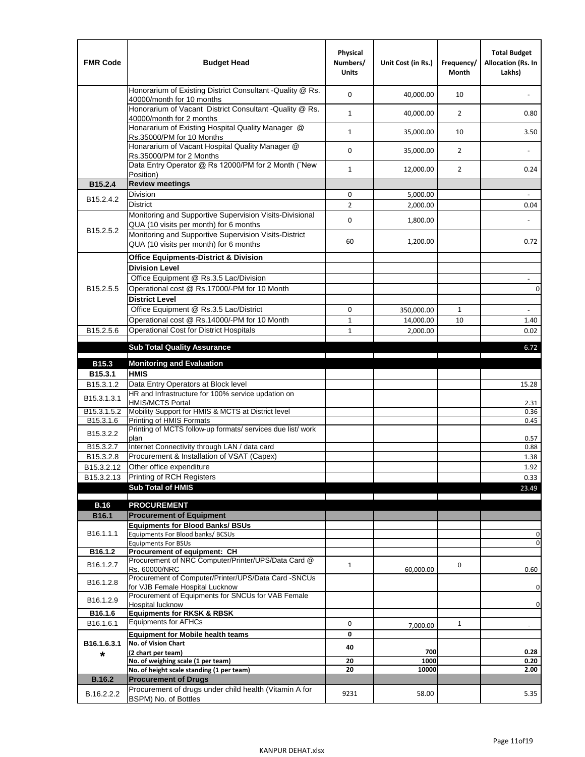| FMR Code | Budget Head | Physical Numbers/ Units | Unit Cost (in Rs.) | Frequency/ Month | Total Budget Allocation (Rs. In Lakhs) |
|---|---|---|---|---|---|
| | Honorarium of Existing District Consultant -Quality @ Rs. 40000/month for 10 months | 0 | 40,000.00 | 10 | - |
| | Honorarium of Vacant District Consultant -Quality @ Rs. 40000/month for 2 months | 1 | 40,000.00 | 2 | 0.80 |
| | Honararium of Existing Hospital Quality Manager @ Rs.35000/PM for 10 Months | 1 | 35,000.00 | 10 | 3.50 |
| | Honararium of Vacant Hospital Quality Manager @ Rs.35000/PM for 2 Months | 0 | 35,000.00 | 2 | - |
| | Data Entry Operator @ Rs 12000/PM for 2 Month (˜New Position) | 1 | 12,000.00 | 2 | 0.24 |
| **B15.2.4** | **Review meetings** | | | | |
| B15.2.4.2 | Division | 0 | 5,000.00 | | - |
| | District | 2 | 2,000.00 | | 0.04 |
| B15.2.5.2 | Monitoring and Supportive Supervision Visits-Divisional QUA (10 visits per month) for 6 months | 0 | 1,800.00 | | - |
| | Monitoring and Supportive Supervision Visits-District QUA (10 visits per month) for 6 months | 60 | 1,200.00 | | 0.72 |
| B15.2.5.5 | **Office Equipments-District & Division** | | | | |
| | **Division Level** | | | | |
| | Office Equipment @ Rs.3.5 Lac/Division | | | | - |
| | Operational cost @ Rs.17000/-PM for 10 Month | | | | 0 |
| | **District Level** | | | | |
| | Office Equipment @ Rs.3.5 Lac/District | 0 | 350,000.00 | 1 | - |
| | Operational cost @ Rs.14000/-PM for 10 Month | 1 | 14,000.00 | 10 | 1.40 |
| B15.2.5.6 | Operational Cost for District Hospitals | 1 | 2,000.00 | | 0.02 |
| | **Sub Total Quality Assurance** | | | | 6.72 |
| **B15.3** | **Monitoring and Evaluation** | | | | |
| **B15.3.1** | **HMIS** | | | | |
| B15.3.1.2 | Data Entry Operators at Block level | | | | 15.28 |
| B15.3.1.3.1 | HR and Infrastructure for 100% service updation on HMIS/MCTS Portal | | | | 2.31 |
| B15.3.1.5.2 | Mobility Support for HMIS & MCTS at District level | | | | 0.36 |
| B15.3.1.6 | Printing of HMIS Formats | | | | 0.45 |
| B15.3.2.2 | Printing of MCTS follow-up formats/ services due list/ work plan | | | | 0.57 |
| B15.3.2.7 | Internet Connectivity through LAN / data card | | | | 0.88 |
| B15.3.2.8 | Procurement & Installation of VSAT (Capex) | | | | 1.38 |
| B15.3.2.12 | Other office expenditure | | | | 1.92 |
| B15.3.2.13 | Printing of RCH Registers | | | | 0.33 |
| | **Sub Total of HMIS** | | | | 23.49 |
| **B.16** | **PROCUREMENT** | | | | |
| **B16.1** | **Procurement of Equipment** | | | | |
| B16.1.1.1 | **Equipments for Blood Banks/ BSUs** | | | | |
| | Equipments For Blood banks/ BCSUs | | | | 0 |
| | Equipments For BSUs | | | | 0 |
| **B16.1.2** | **Procurement of equipment: CH** | | | | |
| B16.1.2.7 | Procurement of NRC Computer/Printer/UPS/Data Card @ Rs. 60000/NRC | 1 | 60,000.00 | 0 | 0.60 |
| B16.1.2.8 | Procurement of Computer/Printer/UPS/Data Card -SNCUs for VJB Female Hospital Lucknow | | | | 0 |
| B16.1.2.9 | Procurement of Equipments for SNCUs for VAB Female Hospital lucknow | | | | 0 |
| **B16.1.6** | **Equipments for RKSK & RBSK** | | | | |
| B16.1.6.1 | Equipments for AFHCs | 0 | 7,000.00 | 1 | - |
| B16.1.6.3.1 * | **Equipment for Mobile health teams** | 0 | | | |
| | **No. of Vision Chart (2 chart per team)** | 40 | 700 | | 0.28 |
| | **No. of weighing scale (1 per team)** | 20 | 1000 | | 0.20 |
| | **No. of height scale standing (1 per team)** | 20 | 10000 | | 2.00 |
| **B.16.2** | **Procurement of Drugs** | | | | |
| B.16.2.2.2 | Procurement of drugs under child health (Vitamin A for BSPM) No. of Bottles | 9231 | 58.00 | | 5.35 |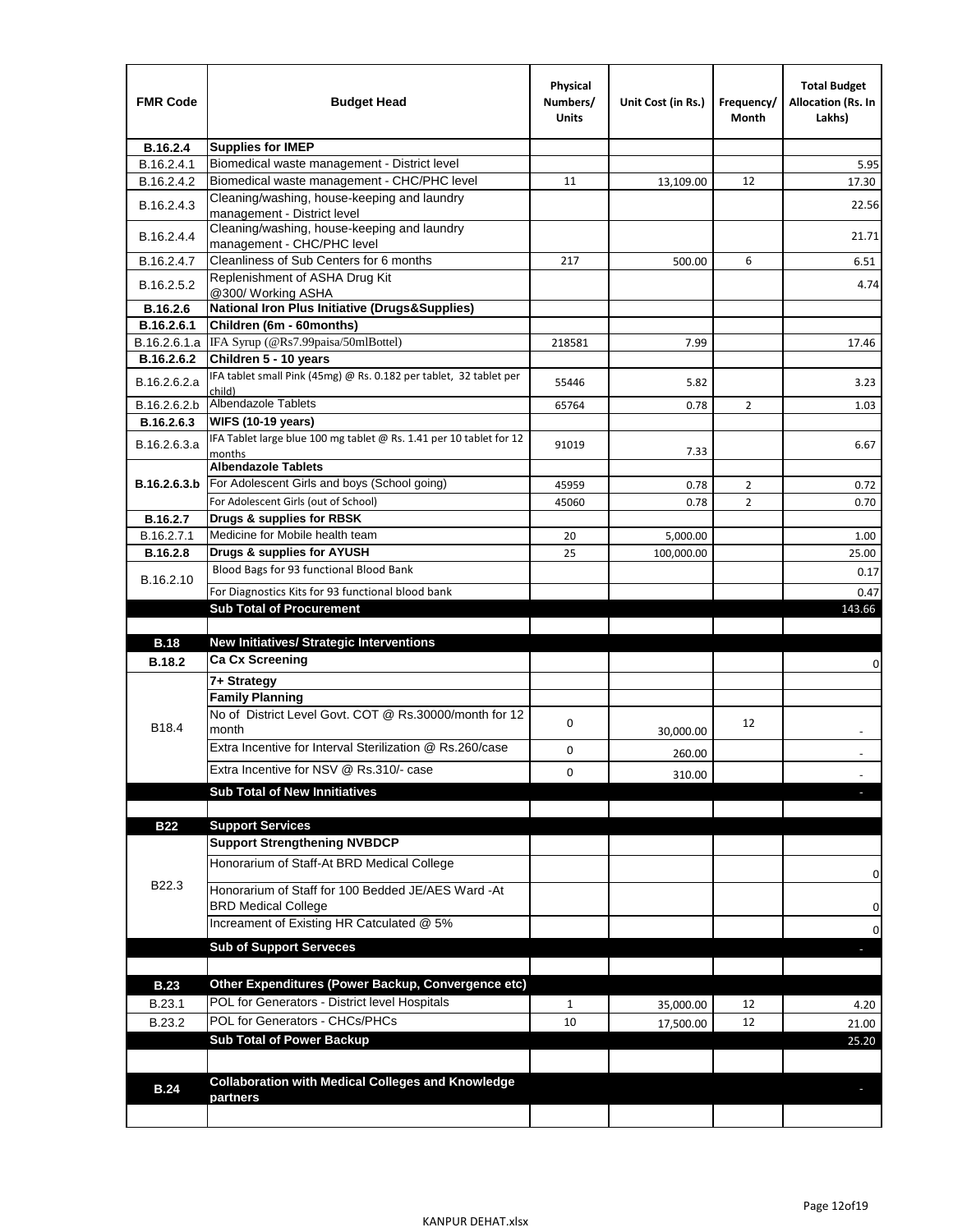| FMR Code | Budget Head | Physical Numbers/ Units | Unit Cost (in Rs.) | Frequency/ Month | Total Budget Allocation (Rs. In Lakhs) |
|---|---|---|---|---|---|
| **B.16.2.4** | **Supplies for IMEP** | | | | |
| B.16.2.4.1 | Biomedical waste management - District level | | | | 5.95 |
| B.16.2.4.2 | Biomedical waste management - CHC/PHC level | 11 | 13,109.00 | 12 | 17.30 |
| B.16.2.4.3 | Cleaning/washing, house-keeping and laundry management - District level | | | | 22.56 |
| B.16.2.4.4 | Cleaning/washing, house-keeping and laundry management - CHC/PHC level | | | | 21.71 |
| B.16.2.4.7 | Cleanliness of Sub Centers for 6 months | 217 | 500.00 | 6 | 6.51 |
| B.16.2.5.2 | Replenishment of ASHA Drug Kit @300/ Working ASHA | | | | 4.74 |
| **B.16.2.6** | **National Iron Plus Initiative (Drugs&Supplies)** | | | | |
| **B.16.2.6.1** | **Children (6m - 60months)** | | | | |
| B.16.2.6.1.a | IFA Syrup (@Rs7.99paisa/50mlBottel) | 218581 | 7.99 | | 17.46 |
| **B.16.2.6.2** | **Children 5 - 10 years** | | | | |
| B.16.2.6.2.a | IFA tablet small Pink (45mg) @ Rs. 0.182 per tablet, 32 tablet per child) | 55446 | 5.82 | | 3.23 |
| B.16.2.6.2.b | Albendazole Tablets | 65764 | 0.78 | 2 | 1.03 |
| **B.16.2.6.3** | **WIFS (10-19 years)** | | | | |
| B.16.2.6.3.a | IFA Tablet large blue 100 mg tablet @ Rs. 1.41 per 10 tablet for 12 months | 91019 | 7.33 | | 6.67 |
| **B.16.2.6.3.b** | **Albendazole Tablets** | | | | |
| | For Adolescent Girls and boys (School going) | 45959 | 0.78 | 2 | 0.72 |
| | For Adolescent Girls (out of School) | 45060 | 0.78 | 2 | 0.70 |
| **B.16.2.7** | **Drugs & supplies for RBSK** | | | | |
| B.16.2.7.1 | Medicine for Mobile health team | 20 | 5,000.00 | | 1.00 |
| **B.16.2.8** | **Drugs & supplies for AYUSH** | 25 | 100,000.00 | | 25.00 |
| B.16.2.10 | Blood Bags for 93 functional Blood Bank | | | | 0.17 |
| | For Diagnostics Kits for 93 functional blood bank | | | | 0.47 |
| | **Sub Total of Procurement** | | | | 143.66 |
| | | | | | |
| **B.18** | **New Initiatives/ Strategic Interventions** | | | | |
| **B.18.2** | **Ca Cx Screening** | | | | 0 |
| B18.4 | **7+ Strategy** | | | | |
| | **Family Planning** | | | | |
| | No of District Level Govt. COT @ Rs.30000/month for 12 month | 0 | 30,000.00 | 12 | - |
| | Extra Incentive for Interval Sterilization @ Rs.260/case | 0 | 260.00 | | - |
| | Extra Incentive for NSV @ Rs.310/- case | 0 | 310.00 | | - |
| | **Sub Total of New Innitiatives** | | | | - |
| | | | | | |
| **B22** | **Support Services** | | | | |
| B22.3 | **Support Strengthening NVBDCP** | | | | |
| | Honorarium of Staff-At BRD Medical College | | | | 0 |
| | Honorarium of Staff for 100 Bedded JE/AES Ward -At BRD Medical College | | | | 0 |
| | Increament of Existing HR Catculated @ 5% | | | | 0 |
| | **Sub of Support Serveces** | | | | - |
| | | | | | |
| **B.23** | **Other Expenditures (Power Backup, Convergence etc)** | | | | |
| B.23.1 | POL for Generators - District level Hospitals | 1 | 35,000.00 | 12 | 4.20 |
| B.23.2 | POL for Generators - CHCs/PHCs | 10 | 17,500.00 | 12 | 21.00 |
| | **Sub Total of Power Backup** | | | | 25.20 |
| | | | | | |
| **B.24** | **Collaboration with Medical Colleges and Knowledge partners** | | | | - |
| | | | | | |

KANPUR DEHAT.xlsx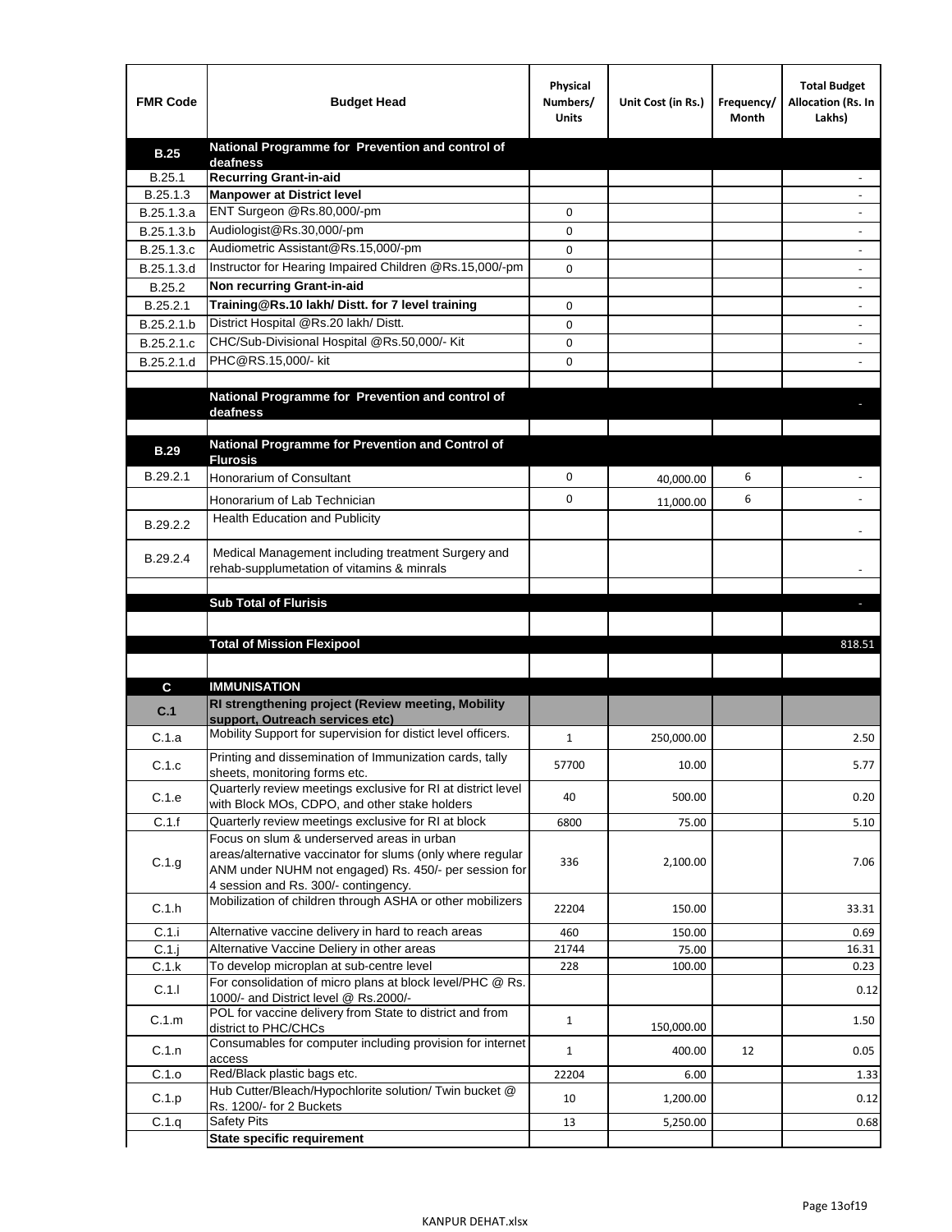| FMR Code | Budget Head | Physical Numbers/ Units | Unit Cost (in Rs.) | Frequency/ Month | Total Budget Allocation (Rs. In Lakhs) |
|---|---|---|---|---|---|
| **B.25** | **National Programme for Prevention and control of deafness** | | | | |
| B.25.1 | **Recurring Grant-in-aid** | | | | - |
| B.25.1.3 | **Manpower at District level** | | | | - |
| B.25.1.3.a | ENT Surgeon @Rs.80,000/-pm | 0 | | | - |
| B.25.1.3.b | Audiologist@Rs.30,000/-pm | 0 | | | - |
| B.25.1.3.c | Audiometric Assistant@Rs.15,000/-pm | 0 | | | - |
| B.25.1.3.d | Instructor for Hearing Impaired Children @Rs.15,000/-pm | 0 | | | - |
| B.25.2 | **Non recurring Grant-in-aid** | | | | - |
| B.25.2.1 | **Training@Rs.10 lakh/ Distt. for 7 level training** | 0 | | | - |
| B.25.2.1.b | District Hospital @Rs.20 lakh/ Distt. | 0 | | | - |
| B.25.2.1.c | CHC/Sub-Divisional Hospital @Rs.50,000/- Kit | 0 | | | - |
| B.25.2.1.d | PHC@RS.15,000/- kit | 0 | | | - |
| | | | | | |
| | **National Programme for Prevention and control of deafness** | | | | - |
| | | | | | |
| **B.29** | **National Programme for Prevention and Control of Flurosis** | | | | |
| B.29.2.1 | Honorarium of Consultant | 0 | 40,000.00 | 6 | - |
| | Honorarium of Lab Technician | 0 | 11,000.00 | 6 | - |
| B.29.2.2 | Health Education and Publicity | | | | - |
| B.29.2.4 | Medical Management including treatment Surgery and rehab-supplumetation of vitamins & minrals | | | | - |
| | | | | | |
| | **Sub Total of Flurisis** | | | | - |
| | | | | | |
| | **Total of Mission Flexipool** | | | | 818.51 |
| | | | | | |
| **C** | **IMMUNISATION** | | | | |
| **C.1** | **RI strengthening project (Review meeting, Mobility support, Outreach services etc)** | | | | |
| C.1.a | Mobility Support for supervision for distict level officers. | 1 | 250,000.00 | | 2.50 |
| C.1.c | Printing and dissemination of Immunization cards, tally sheets, monitoring forms etc. | 57700 | 10.00 | | 5.77 |
| C.1.e | Quarterly review meetings exclusive for RI at district level with Block MOs, CDPO, and other stake holders | 40 | 500.00 | | 0.20 |
| C.1.f | Quarterly review meetings exclusive for RI at block | 6800 | 75.00 | | 5.10 |
| C.1.g | Focus on slum & underserved areas in urban areas/alternative vaccinator for slums (only where regular ANM under NUHM not engaged) Rs. 450/- per session for 4 session and Rs. 300/- contingency. | 336 | 2,100.00 | | 7.06 |
| C.1.h | Mobilization of children through ASHA or other mobilizers | 22204 | 150.00 | | 33.31 |
| C.1.i | Alternative vaccine delivery in hard to reach areas | 460 | 150.00 | | 0.69 |
| C.1.j | Alternative Vaccine Deliery in other areas | 21744 | 75.00 | | 16.31 |
| C.1.k | To develop microplan at sub-centre level | 228 | 100.00 | | 0.23 |
| C.1.l | For consolidation of micro plans at block level/PHC @ Rs. 1000/- and District level @ Rs.2000/- | | | | 0.12 |
| C.1.m | POL for vaccine delivery from State to district and from district to PHC/CHCs | 1 | 150,000.00 | | 1.50 |
| C.1.n | Consumables for computer including provision for internet access | 1 | 400.00 | 12 | 0.05 |
| C.1.o | Red/Black plastic bags etc. | 22204 | 6.00 | | 1.33 |
| C.1.p | Hub Cutter/Bleach/Hypochlorite solution/ Twin bucket @ Rs. 1200/- for 2 Buckets | 10 | 1,200.00 | | 0.12 |
| C.1.q | Safety Pits | 13 | 5,250.00 | | 0.68 |
| | **State specific requirement** | | | | |

KANPUR DEHAT.xlsx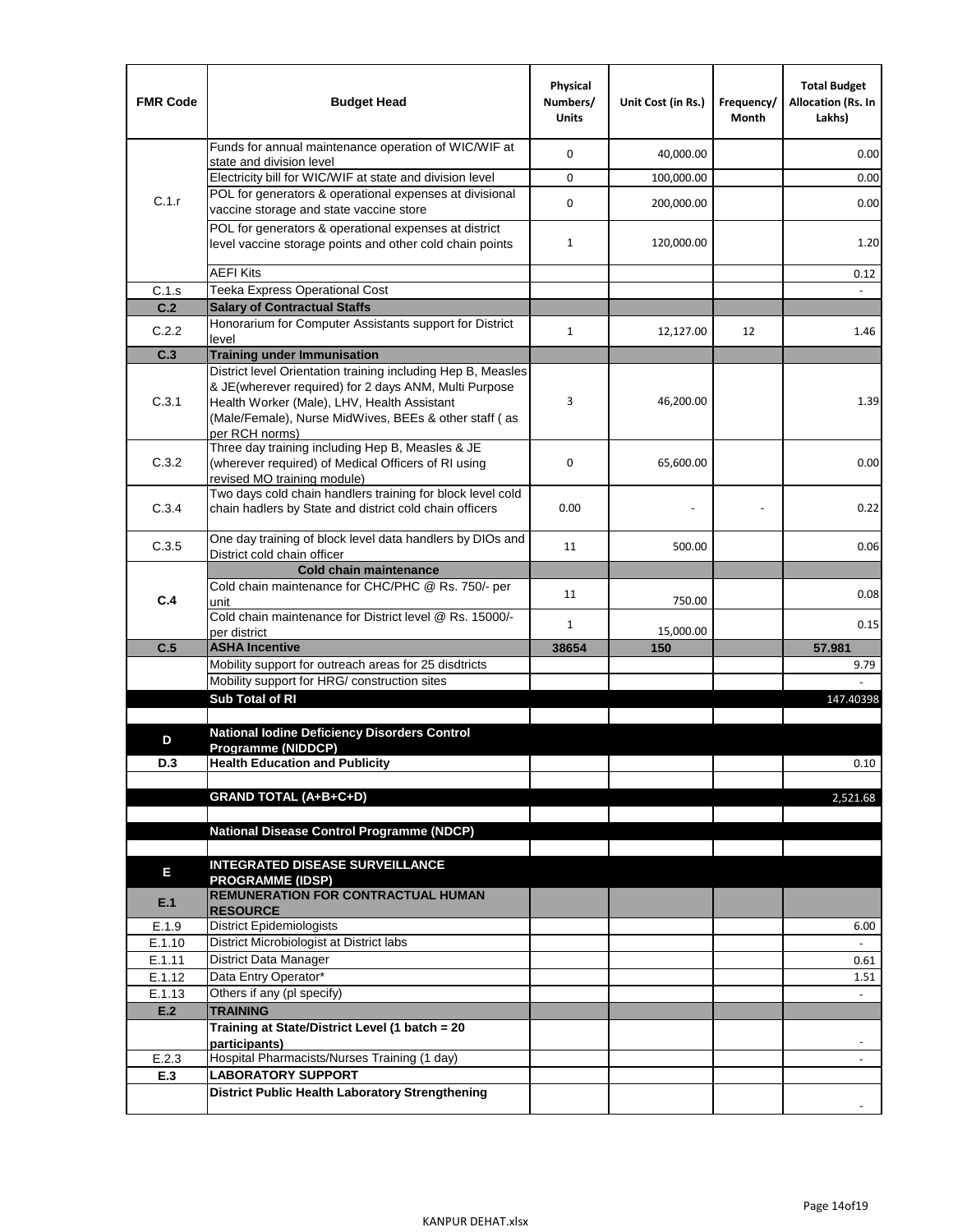| FMR Code | Budget Head | Physical Numbers/ Units | Unit Cost (in Rs.) | Frequency/ Month | Total Budget Allocation (Rs. In Lakhs) |
|---|---|---|---|---|---|
| C.1.r | Funds for annual maintenance operation of WIC/WIF at state and division level | 0 | 40,000.00 | | 0.00 |
| | Electricity bill for WIC/WIF at state and division level | 0 | 100,000.00 | | 0.00 |
| | POL for generators & operational expenses at divisional vaccine storage and state vaccine store | 0 | 200,000.00 | | 0.00 |
| | POL for generators & operational expenses at district level vaccine storage points and other cold chain points | 1 | 120,000.00 | | 1.20 |
| | AEFI Kits | | | | 0.12 |
| C.1.s | Teeka Express Operational Cost | | | | - |
| **C.2** | **Salary of Contractual Staffs** | | | | |
| C.2.2 | Honorarium for Computer Assistants support for District level | 1 | 12,127.00 | 12 | 1.46 |
| **C.3** | **Training under Immunisation** | | | | |
| C.3.1 | District level Orientation training including Hep B, Measles & JE(wherever required) for 2 days ANM, Multi Purpose Health Worker (Male), LHV, Health Assistant (Male/Female), Nurse MidWives, BEEs & other staff ( as per RCH norms) | 3 | 46,200.00 | | 1.39 |
| C.3.2 | Three day training including Hep B, Measles & JE (wherever required) of Medical Officers of RI using revised MO training module) | 0 | 65,600.00 | | 0.00 |
| C.3.4 | Two days cold chain handlers training for block level cold chain hadlers by State and district cold chain officers | 0.00 | - | - | 0.22 |
| C.3.5 | One day training of block level data handlers by DIOs and District cold chain officer | 11 | 500.00 | | 0.06 |
| **C.4** | **Cold chain maintenance** | | | | |
| | Cold chain maintenance for CHC/PHC @ Rs. 750/- per unit | 11 | 750.00 | | 0.08 |
| | Cold chain maintenance for District level @ Rs. 15000/- per district | 1 | 15,000.00 | | 0.15 |
| **C.5** | **ASHA Incentive** | **38654** | **150** | | **57.981** |
| | Mobility support for outreach areas for 25 disdtricts | | | | 9.79 |
| | Mobility support for HRG/ construction sites | | | | - |
| | **Sub Total of RI** | | | | 147.40398 |
| | | | | | |
| **D** | **National Iodine Deficiency Disorders Control Programme (NIDDCP)** | | | | |
| **D.3** | **Health Education and Publicity** | | | | 0.10 |
| | | | | | |
| | **GRAND TOTAL (A+B+C+D)** | | | | 2,521.68 |
| | | | | | |
| | **National Disease Control Programme (NDCP)** | | | | |
| | | | | | |
| **E** | **INTEGRATED DISEASE SURVEILLANCE PROGRAMME (IDSP)** | | | | |
| **E.1** | **REMUNERATION FOR CONTRACTUAL HUMAN RESOURCE** | | | | |
| E.1.9 | District Epidemiologists | | | | 6.00 |
| E.1.10 | District Microbiologist at District labs | | | | - |
| E.1.11 | District Data Manager | | | | 0.61 |
| E.1.12 | Data Entry Operator* | | | | 1.51 |
| E.1.13 | Others if any (pl specify) | | | | - |
| **E.2** | **TRAINING** | | | | |
| | **Training at State/District Level (1 batch = 20 participants)** | | | | - |
| E.2.3 | Hospital Pharmacists/Nurses Training (1 day) | | | | - |
| **E.3** | **LABORATORY SUPPORT** | | | | |
| | **District Public Health Laboratory Strengthening** | | | | - |

KANPUR DEHAT.xlsx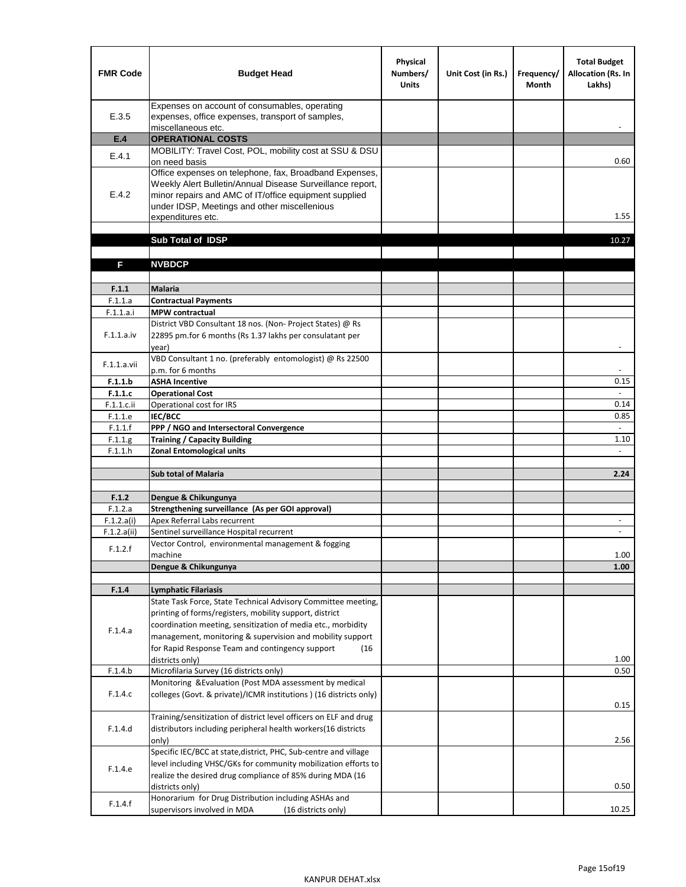| FMR Code | Budget Head | Physical Numbers/ Units | Unit Cost (in Rs.) | Frequency/ Month | Total Budget Allocation (Rs. In Lakhs) |
|---|---|---|---|---|---|
| E.3.5 | Expenses on account of consumables, operating expenses, office expenses, transport of samples, miscellaneous etc. | | | | - |
| **E.4** | **OPERATIONAL COSTS** | | | | |
| E.4.1 | MOBILITY: Travel Cost, POL, mobility cost at SSU & DSU on need basis | | | | 0.60 |
| E.4.2 | Office expenses on telephone, fax, Broadband Expenses, Weekly Alert Bulletin/Annual Disease Surveillance report, minor repairs and AMC of IT/office equipment supplied under IDSP, Meetings and other miscellenious expenditures etc. | | | | 1.55 |
| | | | | | |
| | **Sub Total of IDSP** | | | | 10.27 |
| | | | | | |
| **F** | **NVBDCP** | | | | |
| | | | | | |
| **F.1.1** | **Malaria** | | | | |
| F.1.1.a | **Contractual Payments** | | | | |
| F.1.1.a.i | **MPW contractual** | | | | |
| F.1.1.a.iv | District VBD Consultant 18 nos. (Non- Project States) @ Rs 22895 pm.for 6 months (Rs 1.37 lakhs per consulatant per year) | | | | - |
| F.1.1.a.vii | VBD Consultant 1 no. (preferably entomologist) @ Rs 22500 p.m. for 6 months | | | | - |
| **F.1.1.b** | **ASHA Incentive** | | | | 0.15 |
| **F.1.1.c** | **Operational Cost** | | | | - |
| F.1.1.c.ii | Operational cost for IRS | | | | 0.14 |
| F.1.1.e | **IEC/BCC** | | | | 0.85 |
| F.1.1.f | **PPP / NGO and Intersectoral Convergence** | | | | - |
| F.1.1.g | **Training / Capacity Building** | | | | 1.10 |
| F.1.1.h | **Zonal Entomological units** | | | | - |
| | | | | | |
| | **Sub total of Malaria** | | | | **2.24** |
| | | | | | |
| **F.1.2** | **Dengue & Chikungunya** | | | | |
| F.1.2.a | **Strengthening surveillance (As per GOI approval)** | | | | |
| F.1.2.a(i) | Apex Referral Labs recurrent | | | | - |
| F.1.2.a(ii) | Sentinel surveillance Hospital recurrent | | | | - |
| F.1.2.f | Vector Control, environmental management & fogging machine | | | | 1.00 |
| | **Dengue & Chikungunya** | | | | **1.00** |
| | | | | | |
| **F.1.4** | **Lymphatic Filariasis** | | | | |
| F.1.4.a | State Task Force, State Technical Advisory Committee meeting, printing of forms/registers, mobility support, district coordination meeting, sensitization of media etc., morbidity management, monitoring & supervision and mobility support for Rapid Response Team and contingency support (16 districts only) | | | | 1.00 |
| F.1.4.b | Microfilaria Survey (16 districts only) | | | | 0.50 |
| F.1.4.c | Monitoring &Evaluation (Post MDA assessment by medical colleges (Govt. & private)/ICMR institutions ) (16 districts only) | | | | 0.15 |
| F.1.4.d | Training/sensitization of district level officers on ELF and drug distributors including peripheral health workers(16 districts only) | | | | 2.56 |
| F.1.4.e | Specific IEC/BCC at state,district, PHC, Sub-centre and village level including VHSC/GKs for community mobilization efforts to realize the desired drug compliance of 85% during MDA (16 districts only) | | | | 0.50 |
| F.1.4.f | Honorarium for Drug Distribution including ASHAs and supervisors involved in MDA (16 districts only) | | | | 10.25 |

KANPUR DEHAT.xlsx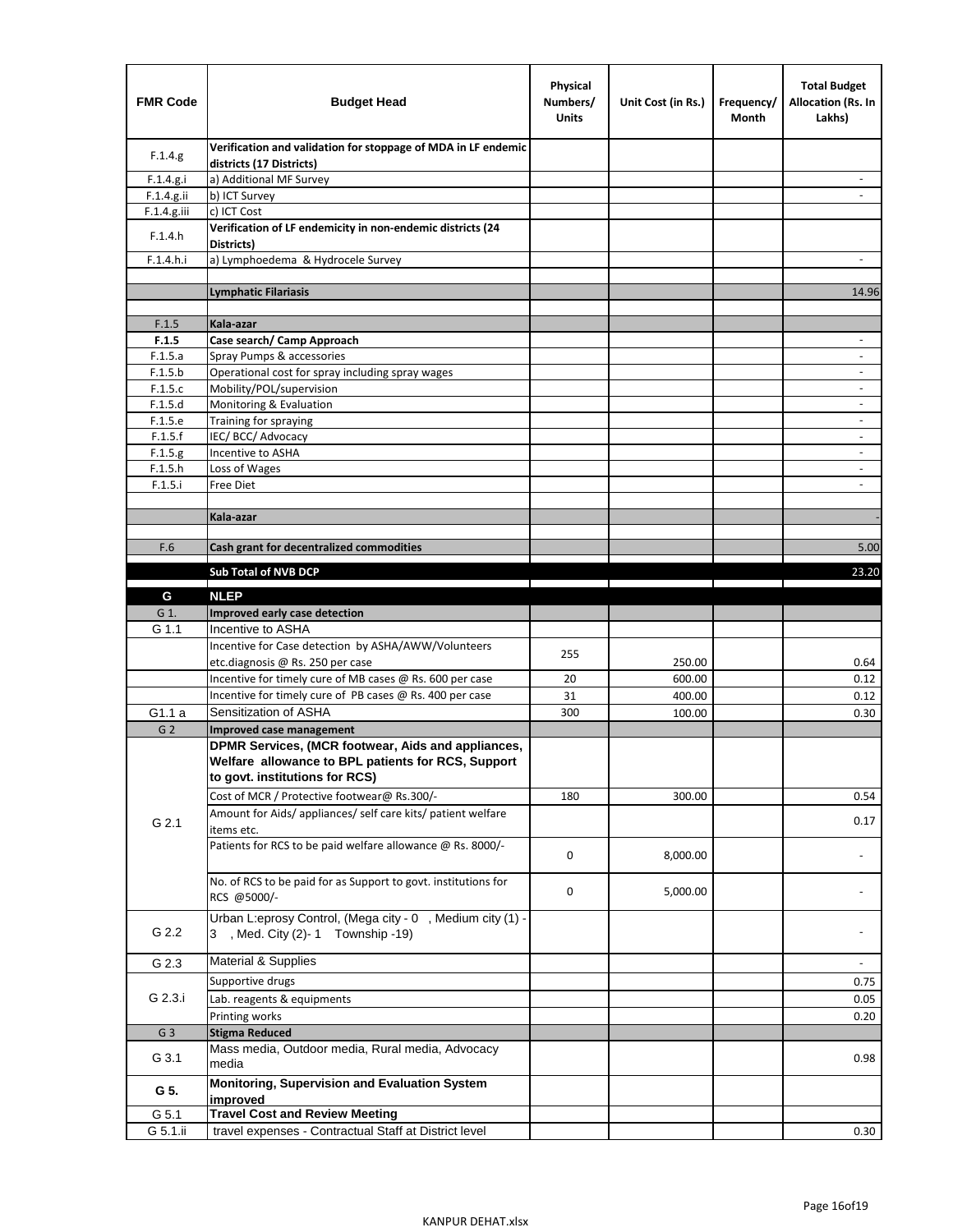| FMR Code | Budget Head | Physical Numbers/ Units | Unit Cost (in Rs.) | Frequency/ Month | Total Budget Allocation (Rs. In Lakhs) |
|---|---|---|---|---|---|
| F.1.4.g | **Verification and validation for stoppage of MDA in LF endemic districts (17 Districts)** | | | | |
| F.1.4.g.i | a) Additional MF Survey | | | | - |
| F.1.4.g.ii | b) ICT Survey | | | | - |
| F.1.4.g.iii | c) ICT Cost | | | | |
| F.1.4.h | **Verification of LF endemicity in non-endemic districts (24 Districts)** | | | | |
| F.1.4.h.i | a) Lymphoedema & Hydrocele Survey | | | | - |
| | | | | | |
| | **Lymphatic Filariasis** | | | | 14.96 |
| | | | | | |
| F.1.5 | **Kala-azar** | | | | |
| **F.1.5** | **Case search/ Camp Approach** | | | | - |
| F.1.5.a | Spray Pumps & accessories | | | | - |
| F.1.5.b | Operational cost for spray including spray wages | | | | - |
| F.1.5.c | Mobility/POL/supervision | | | | - |
| F.1.5.d | Monitoring & Evaluation | | | | - |
| F.1.5.e | Training for spraying | | | | - |
| F.1.5.f | IEC/ BCC/ Advocacy | | | | - |
| F.1.5.g | Incentive to ASHA | | | | - |
| F.1.5.h | Loss of Wages | | | | - |
| F.1.5.i | Free Diet | | | | - |
| | | | | | |
| | **Kala-azar** | | | | - |
| | | | | | |
| F.6 | **Cash grant for decentralized commodities** | | | | 5.00 |
| | **Sub Total of NVB DCP** | | | | 23.20 |
| **G** | **NLEP** | | | | |
| G 1. | **Improved early case detection** | | | | |
| G 1.1 | Incentive to ASHA | | | | |
| | Incentive for Case detection by ASHA/AWW/Volunteers etc.diagnosis @ Rs. 250 per case | 255 | 250.00 | | 0.64 |
| | Incentive for timely cure of MB cases @ Rs. 600 per case | 20 | 600.00 | | 0.12 |
| | Incentive for timely cure of PB cases @ Rs. 400 per case | 31 | 400.00 | | 0.12 |
| G1.1 a | Sensitization of ASHA | 300 | 100.00 | | 0.30 |
| G 2 | **Improved case management** | | | | |
| G 2.1 | **DPMR Services, (MCR footwear, Aids and appliances, Welfare allowance to BPL patients for RCS, Support to govt. institutions for RCS)** | | | | |
| | Cost of MCR / Protective footwear@ Rs.300/- | 180 | 300.00 | | 0.54 |
| | Amount for Aids/ appliances/ self care kits/ patient welfare items etc. | | | | 0.17 |
| | Patients for RCS to be paid welfare allowance @ Rs. 8000/- | 0 | 8,000.00 | | - |
| | No. of RCS to be paid for as Support to govt. institutions for RCS @5000/- | 0 | 5,000.00 | | - |
| G 2.2 | Urban L:eprosy Control, (Mega city - 0 , Medium city (1) - 3 , Med. City (2)- 1 Township -19) | | | | - |
| G 2.3 | Material & Supplies | | | | - |
| G 2.3.i | Supportive drugs | | | | 0.75 |
| | Lab. reagents & equipments | | | | 0.05 |
| | Printing works | | | | 0.20 |
| G 3 | **Stigma Reduced** | | | | |
| G 3.1 | Mass media, Outdoor media, Rural media, Advocacy media | | | | 0.98 |
| **G 5.** | **Monitoring, Supervision and Evaluation System improved** | | | | |
| G 5.1 | **Travel Cost and Review Meeting** | | | | |
| G 5.1.ii | travel expenses - Contractual Staff at District level | | | | 0.30 |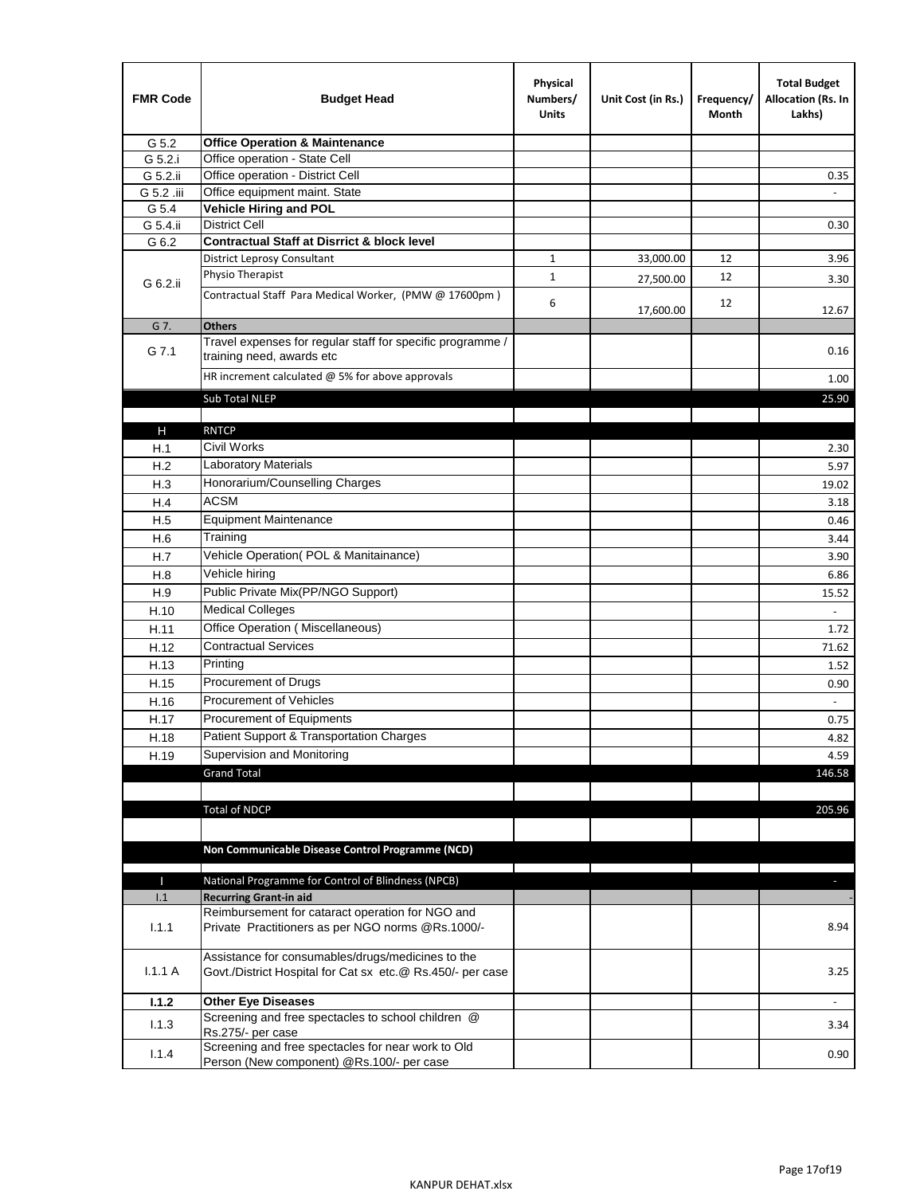| FMR Code | Budget Head | Physical Numbers/ Units | Unit Cost (in Rs.) | Frequency/ Month | Total Budget Allocation (Rs. In Lakhs) |
|---|---|---|---|---|---|
| G 5.2 | **Office Operation & Maintenance** | | | | |
| G 5.2.i | Office operation - State Cell | | | | |
| G 5.2.ii | Office operation - District Cell | | | | 0.35 |
| G 5.2 .iii | Office equipment maint. State | | | | - |
| G 5.4 | **Vehicle Hiring and POL** | | | | |
| G 5.4.ii | District Cell | | | | 0.30 |
| G 6.2 | **Contractual Staff at Disrrict & block level** | | | | |
| G 6.2.ii | District Leprosy Consultant | 1 | 33,000.00 | 12 | 3.96 |
| | Physio Therapist | 1 | 27,500.00 | 12 | 3.30 |
| | Contractual Staff Para Medical Worker, (PMW @ 17600pm ) | 6 | 17,600.00 | 12 | 12.67 |
| G 7. | **Others** | | | | |
| G 7.1 | Travel expenses for regular staff for specific programme / training need, awards etc | | | | 0.16 |
| | HR increment calculated @ 5% for above approvals | | | | 1.00 |
| | Sub Total NLEP | | | | 25.90 |
| | | | | | |
| H | RNTCP | | | | |
| H.1 | Civil Works | | | | 2.30 |
| H.2 | Laboratory Materials | | | | 5.97 |
| H.3 | Honorarium/Counselling Charges | | | | 19.02 |
| H.4 | ACSM | | | | 3.18 |
| H.5 | Equipment Maintenance | | | | 0.46 |
| H.6 | Training | | | | 3.44 |
| H.7 | Vehicle Operation( POL & Manitainance) | | | | 3.90 |
| H.8 | Vehicle hiring | | | | 6.86 |
| H.9 | Public Private Mix(PP/NGO Support) | | | | 15.52 |
| H.10 | Medical Colleges | | | | - |
| H.11 | Office Operation ( Miscellaneous) | | | | 1.72 |
| H.12 | Contractual Services | | | | 71.62 |
| H.13 | Printing | | | | 1.52 |
| H.15 | Procurement of Drugs | | | | 0.90 |
| H.16 | Procurement of Vehicles | | | | - |
| H.17 | Procurement of Equipments | | | | 0.75 |
| H.18 | Patient Support & Transportation Charges | | | | 4.82 |
| H.19 | Supervision and Monitoring | | | | 4.59 |
| | Grand Total | | | | 146.58 |
| | | | | | |
| | Total of NDCP | | | | 205.96 |
| | | | | | |
| | **Non Communicable Disease Control Programme (NCD)** | | | | |
| | | | | | |
| I | National Programme for Control of Blindness (NPCB) | | | | - |
| I.1 | **Recurring Grant-in aid** | | | | - |
| I.1.1 | Reimbursement for cataract operation for NGO and Private Practitioners as per NGO norms @Rs.1000/- | | | | 8.94 |
| I.1.1 A | Assistance for consumables/drugs/medicines to the Govt./District Hospital for Cat sx etc.@ Rs.450/- per case | | | | 3.25 |
| **I.1.2** | **Other Eye Diseases** | | | | - |
| I.1.3 | Screening and free spectacles to school children @ Rs.275/- per case | | | | 3.34 |
| I.1.4 | Screening and free spectacles for near work to Old Person (New component) @Rs.100/- per case | | | | 0.90 |

KANPUR DEHAT.xlsx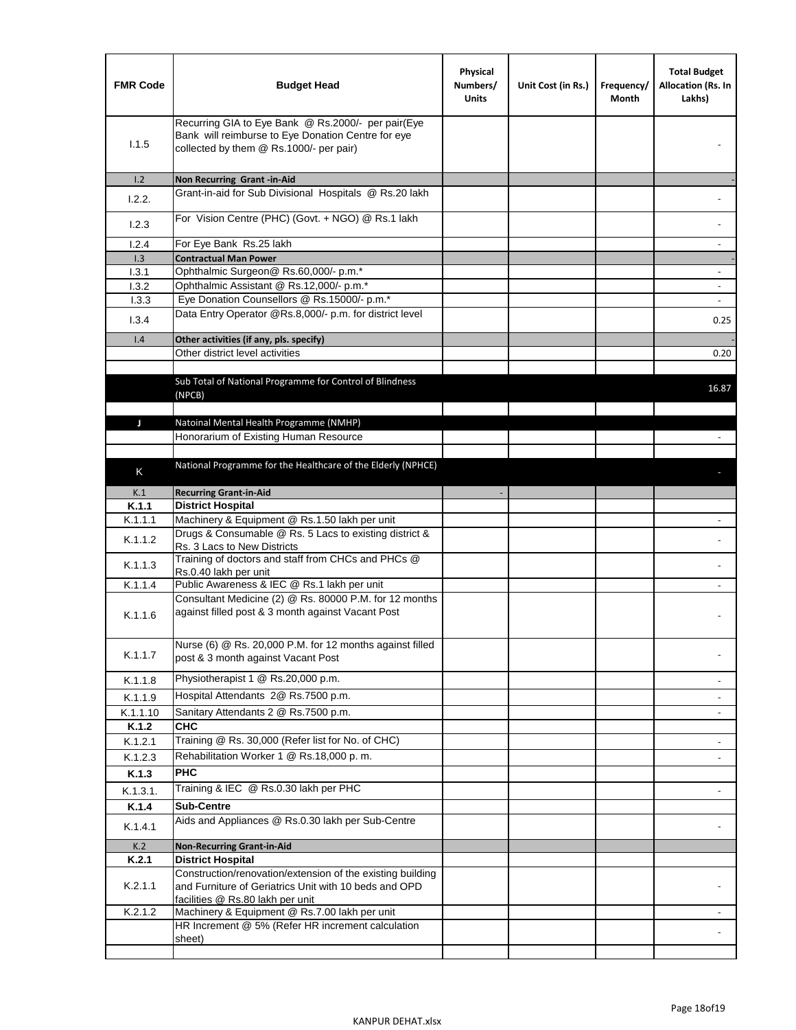| FMR Code | Budget Head | Physical Numbers/ Units | Unit Cost (in Rs.) | Frequency/ Month | Total Budget Allocation (Rs. In Lakhs) |
|---|---|---|---|---|---|
| I.1.5 | Recurring GIA to Eye Bank @ Rs.2000/- per pair(Eye Bank will reimburse to Eye Donation Centre for eye collected by them @ Rs.1000/- per pair) | | | | - |
| I.2 | **Non Recurring Grant -in-Aid** | | | | - |
| I.2.2. | Grant-in-aid for Sub Divisional Hospitals @ Rs.20 lakh | | | | - |
| I.2.3 | For Vision Centre (PHC) (Govt. + NGO) @ Rs.1 lakh | | | | - |
| I.2.4 | For Eye Bank Rs.25 lakh | | | | - |
| I.3 | **Contractual Man Power** | | | | - |
| I.3.1 | Ophthalmic Surgeon@ Rs.60,000/- p.m.* | | | | - |
| I.3.2 | Ophthalmic Assistant @ Rs.12,000/- p.m.* | | | | - |
| I.3.3 | Eye Donation Counsellors @ Rs.15000/- p.m.* | | | | - |
| I.3.4 | Data Entry Operator @Rs.8,000/- p.m. for district level | | | | 0.25 |
| I.4 | **Other activities (if any, pls. specify)** | | | | - |
| | Other district level activities | | | | 0.20 |
| | | | | | |
| | Sub Total of National Programme for Control of Blindness (NPCB) | | | | 16.87 |
| | | | | | |
| J | Natoinal Mental Health Programme (NMHP) | | | | |
| | Honorarium of Existing Human Resource | | | | - |
| | | | | | |
| K | National Programme for the Healthcare of the Elderly (NPHCE) | | | | - |
| K.1 | **Recurring Grant-in-Aid** | - | | | |
| **K.1.1** | **District Hospital** | | | | |
| K.1.1.1 | Machinery & Equipment @ Rs.1.50 lakh per unit | | | | - |
| K.1.1.2 | Drugs & Consumable @ Rs. 5 Lacs to existing district & Rs. 3 Lacs to New Districts | | | | - |
| K.1.1.3 | Training of doctors and staff from CHCs and PHCs @ Rs.0.40 lakh per unit | | | | - |
| K.1.1.4 | Public Awareness & IEC @ Rs.1 lakh per unit | | | | - |
| K.1.1.6 | Consultant Medicine (2) @ Rs. 80000 P.M. for 12 months against filled post & 3 month against Vacant Post | | | | - |
| K.1.1.7 | Nurse (6) @ Rs. 20,000 P.M. for 12 months against filled post & 3 month against Vacant Post | | | | - |
| K.1.1.8 | Physiotherapist 1 @ Rs.20,000 p.m. | | | | - |
| K.1.1.9 | Hospital Attendants 2@ Rs.7500 p.m. | | | | - |
| K.1.1.10 | Sanitary Attendants 2 @ Rs.7500 p.m. | | | | - |
| **K.1.2** | **CHC** | | | | |
| K.1.2.1 | Training @ Rs. 30,000 (Refer list for No. of CHC) | | | | - |
| K.1.2.3 | Rehabilitation Worker 1 @ Rs.18,000 p. m. | | | | - |
| **K.1.3** | **PHC** | | | | |
| K.1.3.1. | Training & IEC @ Rs.0.30 lakh per PHC | | | | - |
| **K.1.4** | **Sub-Centre** | | | | |
| K.1.4.1 | Aids and Appliances @ Rs.0.30 lakh per Sub-Centre | | | | - |
| K.2 | **Non-Recurring Grant-in-Aid** | | | | |
| **K.2.1** | **District Hospital** | | | | |
| K.2.1.1 | Construction/renovation/extension of the existing building and Furniture of Geriatrics Unit with 10 beds and OPD facilities @ Rs.80 lakh per unit | | | | - |
| K.2.1.2 | Machinery & Equipment @ Rs.7.00 lakh per unit | | | | - |
| | HR Increment @ 5% (Refer HR increment calculation sheet) | | | | - |
| | | | | | |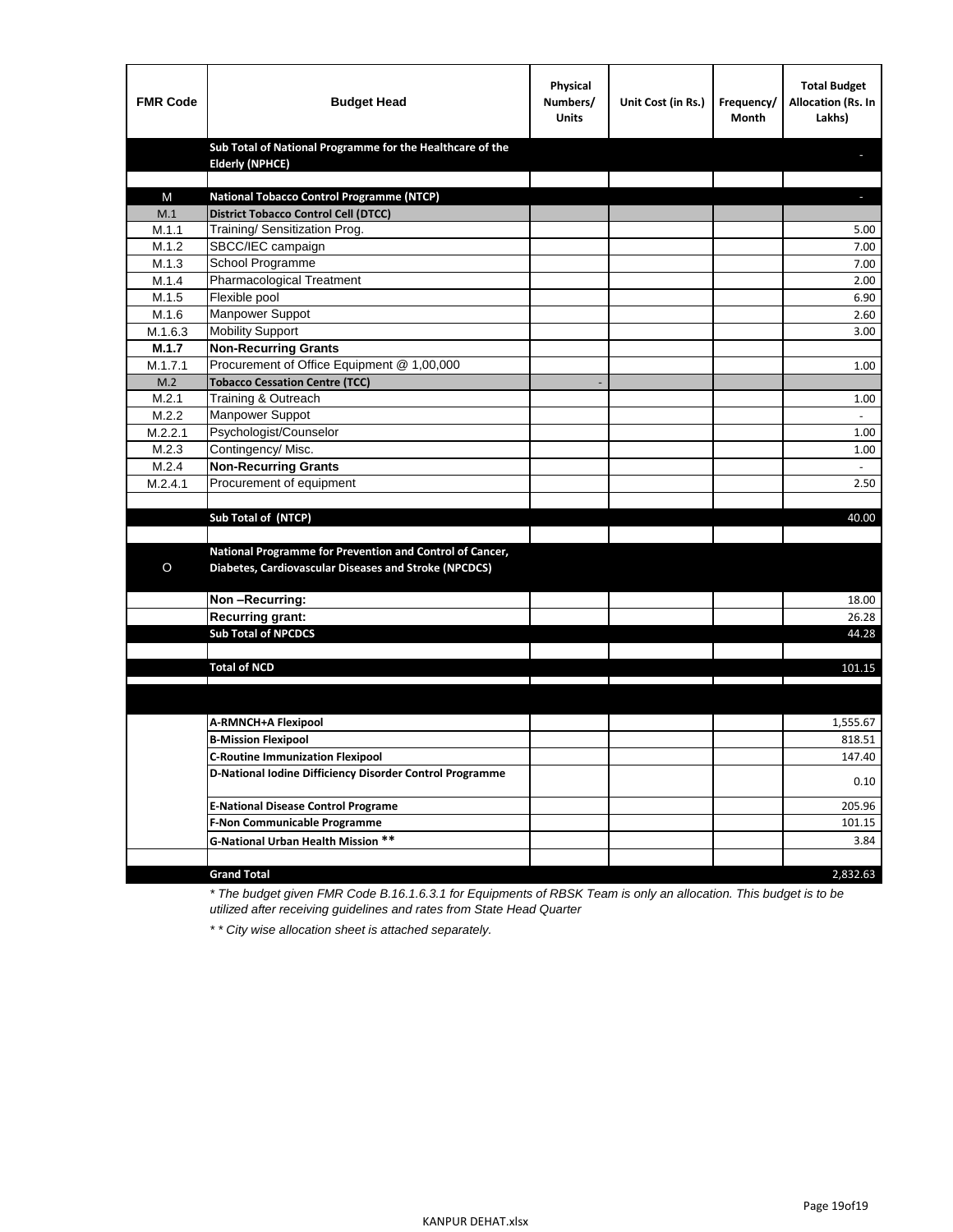| FMR Code | Budget Head | Physical Numbers/ Units | Unit Cost (in Rs.) | Frequency/ Month | Total Budget Allocation (Rs. In Lakhs) |
|---|---|---|---|---|---|
| | **Sub Total of National Programme for the Healthcare of the Elderly (NPHCE)** | | | | - |
| | | | | | |
| M | **National Tobacco Control Programme (NTCP)** | | | | - |
| M.1 | **District Tobacco Control Cell (DTCC)** | | | | |
| M.1.1 | Training/ Sensitization Prog. | | | | 5.00 |
| M.1.2 | SBCC/IEC campaign | | | | 7.00 |
| M.1.3 | School Programme | | | | 7.00 |
| M.1.4 | Pharmacological Treatment | | | | 2.00 |
| M.1.5 | Flexible pool | | | | 6.90 |
| M.1.6 | Manpower Suppot | | | | 2.60 |
| M.1.6.3 | Mobility Support | | | | 3.00 |
| **M.1.7** | **Non-Recurring Grants** | | | | |
| M.1.7.1 | Procurement of Office Equipment @ 1,00,000 | | | | 1.00 |
| M.2 | **Tobacco Cessation Centre (TCC)** | - | | | |
| M.2.1 | Training & Outreach | | | | 1.00 |
| M.2.2 | Manpower Suppot | | | | - |
| M.2.2.1 | Psychologist/Counselor | | | | 1.00 |
| M.2.3 | Contingency/ Misc. | | | | 1.00 |
| M.2.4 | **Non-Recurring Grants** | | | | - |
| M.2.4.1 | Procurement of equipment | | | | 2.50 |
| | | | | | |
| | **Sub Total of (NTCP)** | | | | 40.00 |
| | | | | | |
| O | **National Programme for Prevention and Control of Cancer, Diabetes, Cardiovascular Diseases and Stroke (NPCDCS)** | | | | |
| | **Non –Recurring:** | | | | 18.00 |
| | **Recurring grant:** | | | | 26.28 |
| | **Sub Total of NPCDCS** | | | | 44.28 |
| | | | | | |
| | **Total of NCD** | | | | 101.15 |
| | | | | | |
| | **A-RMNCH+A Flexipool** | | | | 1,555.67 |
| | **B-Mission Flexipool** | | | | 818.51 |
| | **C-Routine Immunization Flexipool** | | | | 147.40 |
| | **D-National Iodine Difficiency Disorder Control Programme** | | | | 0.10 |
| | **E-National Disease Control Programe** | | | | 205.96 |
| | **F-Non Communicable Programme** | | | | 101.15 |
| | **G-National Urban Health Mission \*\*** | | | | 3.84 |
| | | | | | |
| | **Grand Total** | | | | 2,832.63 |

*\* The budget given FMR Code B.16.1.6.3.1 for Equipments of RBSK Team is only an allocation. This budget is to be utilized after receiving guidelines and rates from State Head Quarter*

*\* \* City wise allocation sheet is attached separately.*

KANPUR DEHAT.xlsx